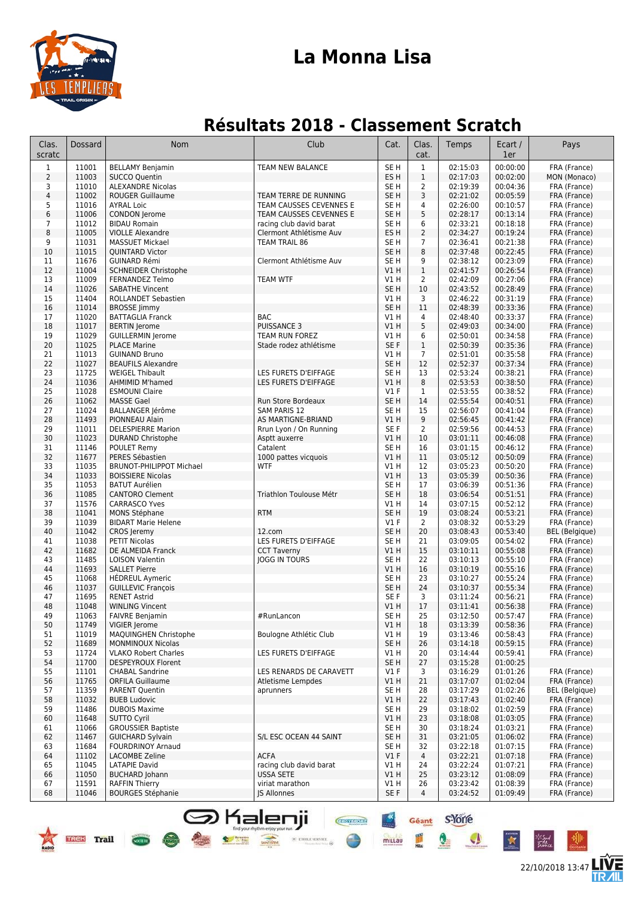# La Monna Lisa

## Résultats 2018 - Classement Scratch

| Clas. scratc | Dossard | Nom | Club | Cat. | Clas. cat. | Temps | Ecart / 1er | Pays |
|---|---|---|---|---|---|---|---|---|
| 1 | 11001 | BELLAMY Benjamin | TEAM NEW BALANCE | SE H | 1 | 02:15:03 | 00:00:00 | FRA (France) |
| 2 | 11003 | SUCCO Quentin | | ES H | 1 | 02:17:03 | 00:02:00 | MON (Monaco) |
| 3 | 11010 | ALEXANDRE Nicolas | | SE H | 2 | 02:19:39 | 00:04:36 | FRA (France) |
| 4 | 11002 | ROUGER Guillaume | TEAM TERRE DE RUNNING | SE H | 3 | 02:21:02 | 00:05:59 | FRA (France) |
| 5 | 11016 | AYRAL Loic | TEAM CAUSSES CEVENNES E | SE H | 4 | 02:26:00 | 00:10:57 | FRA (France) |
| 6 | 11006 | CONDON Jerome | TEAM CAUSSES CEVENNES E | SE H | 5 | 02:28:17 | 00:13:14 | FRA (France) |
| 7 | 11012 | BIDAU Romain | racing club david barat | SE H | 6 | 02:33:21 | 00:18:18 | FRA (France) |
| 8 | 11005 | VIOLLE Alexandre | Clermont Athlétisme Auv | ES H | 2 | 02:34:27 | 00:19:24 | FRA (France) |
| 9 | 11031 | MASSUET Mickael | TEAM TRAIL 86 | SE H | 7 | 02:36:41 | 00:21:38 | FRA (France) |
| 10 | 11015 | QUINTARD Victor | | SE H | 8 | 02:37:48 | 00:22:45 | FRA (France) |
| 11 | 11676 | GUINARD Rémi | Clermont Athlétisme Auv | SE H | 9 | 02:38:12 | 00:23:09 | FRA (France) |
| 12 | 11004 | SCHNEIDER Christophe | | V1 H | 1 | 02:41:57 | 00:26:54 | FRA (France) |
| 13 | 11009 | FERNANDEZ Telmo | TEAM WTF | V1 H | 2 | 02:42:09 | 00:27:06 | FRA (France) |
| 14 | 11026 | SABATHE Vincent | | SE H | 10 | 02:43:52 | 00:28:49 | FRA (France) |
| 15 | 11404 | ROLLANDET Sebastien | | V1 H | 3 | 02:46:22 | 00:31:19 | FRA (France) |
| 16 | 11014 | BROSSE Jimmy | | SE H | 11 | 02:48:39 | 00:33:36 | FRA (France) |
| 17 | 11020 | BATTAGLIA Franck | BAC | V1 H | 4 | 02:48:40 | 00:33:37 | FRA (France) |
| 18 | 11017 | BERTIN Jerome | PUISSANCE 3 | V1 H | 5 | 02:49:03 | 00:34:00 | FRA (France) |
| 19 | 11029 | GUILLERMIN Jerome | TEAM RUN FOREZ | V1 H | 6 | 02:50:01 | 00:34:58 | FRA (France) |
| 20 | 11025 | PLACE Marine | Stade rodez athlétisme | SE F | 1 | 02:50:39 | 00:35:36 | FRA (France) |
| 21 | 11013 | GUINAND Bruno | | V1 H | 7 | 02:51:01 | 00:35:58 | FRA (France) |
| 22 | 11027 | BEAUFILS Alexandre | | SE H | 12 | 02:52:37 | 00:37:34 | FRA (France) |
| 23 | 11725 | WEIGEL Thibault | LES FURETS D'EIFFAGE | SE H | 13 | 02:53:24 | 00:38:21 | FRA (France) |
| 24 | 11036 | AHMIMID M'hamed | LES FURETS D'EIFFAGE | V1 H | 8 | 02:53:53 | 00:38:50 | FRA (France) |
| 25 | 11028 | ESMOUNI Claire | | V1 F | 1 | 02:53:55 | 00:38:52 | FRA (France) |
| 26 | 11062 | MASSE Gael | Run Store Bordeaux | SE H | 14 | 02:55:54 | 00:40:51 | FRA (France) |
| 27 | 11024 | BALLANGER Jérôme | SAM PARIS 12 | SE H | 15 | 02:56:07 | 00:41:04 | FRA (France) |
| 28 | 11493 | PIONNEAU Alain | AS MARTIGNE-BRIAND | V1 H | 9 | 02:56:45 | 00:41:42 | FRA (France) |
| 29 | 11011 | DELESPIERRE Marion | Rrun Lyon / On Running | SE F | 2 | 02:59:56 | 00:44:53 | FRA (France) |
| 30 | 11023 | DURAND Christophe | Asptt auxerre | V1 H | 10 | 03:01:11 | 00:46:08 | FRA (France) |
| 31 | 11146 | POULET Remy | Catalent | SE H | 16 | 03:01:15 | 00:46:12 | FRA (France) |
| 32 | 11677 | PERES Sébastien | 1000 pattes vicquois | V1 H | 11 | 03:05:12 | 00:50:09 | FRA (France) |
| 33 | 11035 | BRUNOT-PHILIPPOT Michael | WTF | V1 H | 12 | 03:05:23 | 00:50:20 | FRA (France) |
| 34 | 11033 | BOISSIERE Nicolas | | V1 H | 13 | 03:05:39 | 00:50:36 | FRA (France) |
| 35 | 11053 | BATUT Aurélien | | SE H | 17 | 03:06:39 | 00:51:36 | FRA (France) |
| 36 | 11085 | CANTORO Clement | Triathlon Toulouse Métr | SE H | 18 | 03:06:54 | 00:51:51 | FRA (France) |
| 37 | 11576 | CARRASCO Yves | | V1 H | 14 | 03:07:15 | 00:52:12 | FRA (France) |
| 38 | 11041 | MONS Stéphane | RTM | SE H | 19 | 03:08:24 | 00:53:21 | FRA (France) |
| 39 | 11039 | BIDART Marie Helene | | V1 F | 2 | 03:08:32 | 00:53:29 | FRA (France) |
| 40 | 11042 | CROS Jeremy | 12.com | SE H | 20 | 03:08:43 | 00:53:40 | BEL (Belgique) |
| 41 | 11038 | PETIT Nicolas | LES FURETS D'EIFFAGE | SE H | 21 | 03:09:05 | 00:54:02 | FRA (France) |
| 42 | 11682 | DE ALMEIDA Franck | CCT Taverny | V1 H | 15 | 03:10:11 | 00:55:08 | FRA (France) |
| 43 | 11485 | LOISON Valentin | JOGG IN TOURS | SE H | 22 | 03:10:13 | 00:55:10 | FRA (France) |
| 44 | 11693 | SALLET Pierre | | V1 H | 16 | 03:10:19 | 00:55:16 | FRA (France) |
| 45 | 11068 | HÉDREUL Aymeric | | SE H | 23 | 03:10:27 | 00:55:24 | FRA (France) |
| 46 | 11037 | GUILLEVIC François | | SE H | 24 | 03:10:37 | 00:55:34 | FRA (France) |
| 47 | 11695 | RENET Astrid | | SE F | 3 | 03:11:24 | 00:56:21 | FRA (France) |
| 48 | 11048 | WINLING Vincent | | V1 H | 17 | 03:11:41 | 00:56:38 | FRA (France) |
| 49 | 11063 | FAIVRE Benjamin | #RunLancon | SE H | 25 | 03:12:50 | 00:57:47 | FRA (France) |
| 50 | 11749 | VIGIER Jerome | | V1 H | 18 | 03:13:39 | 00:58:36 | FRA (France) |
| 51 | 11019 | MAQUINGHEN Christophe | Boulogne Athlétic Club | V1 H | 19 | 03:13:46 | 00:58:43 | FRA (France) |
| 52 | 11689 | MONMINOUX Nicolas | | SE H | 26 | 03:14:18 | 00:59:15 | FRA (France) |
| 53 | 11724 | VLAKO Robert Charles | LES FURETS D'EIFFAGE | V1 H | 20 | 03:14:44 | 00:59:41 | FRA (France) |
| 54 | 11700 | DESPEYROUX Florent | | SE H | 27 | 03:15:28 | 01:00:25 | |
| 55 | 11101 | CHABAL Sandrine | LES RENARDS DE CARAVETT | V1 F | 3 | 03:16:29 | 01:01:26 | FRA (France) |
| 56 | 11765 | ORFILA Guillaume | Atletisme Lempdes | V1 H | 21 | 03:17:07 | 01:02:04 | FRA (France) |
| 57 | 11359 | PARENT Quentin | aprunners | SE H | 28 | 03:17:29 | 01:02:26 | BEL (Belgique) |
| 58 | 11032 | BUEB Ludovic | | V1 H | 22 | 03:17:43 | 01:02:40 | FRA (France) |
| 59 | 11486 | DUBOIS Maxime | | SE H | 29 | 03:18:02 | 01:02:59 | FRA (France) |
| 60 | 11648 | SUTTO Cyril | | V1 H | 23 | 03:18:08 | 01:03:05 | FRA (France) |
| 61 | 11066 | GROUSSIER Baptiste | | SE H | 30 | 03:18:24 | 01:03:21 | FRA (France) |
| 62 | 11467 | GUICHARD Sylvain | S/L ESC OCEAN 44 SAINT | SE H | 31 | 03:21:05 | 01:06:02 | FRA (France) |
| 63 | 11684 | FOURDRINOY Arnaud | | SE H | 32 | 03:22:18 | 01:07:15 | FRA (France) |
| 64 | 11102 | LACOMBE Zeline | ACFA | V1 F | 4 | 03:22:21 | 01:07:18 | FRA (France) |
| 65 | 11045 | LATAPIE David | racing club david barat | V1 H | 24 | 03:22:24 | 01:07:21 | FRA (France) |
| 66 | 11050 | BUCHARD Johann | USSA SETE | V1 H | 25 | 03:23:12 | 01:08:09 | FRA (France) |
| 67 | 11591 | RAFFIN Thierry | viriat marathon | V1 H | 26 | 03:23:42 | 01:08:39 | FRA (France) |
| 68 | 11046 | BOURGES Stéphanie | JS Allonnes | SE F | 4 | 03:24:52 | 01:09:49 | FRA (France) |

22/10/2018 13:47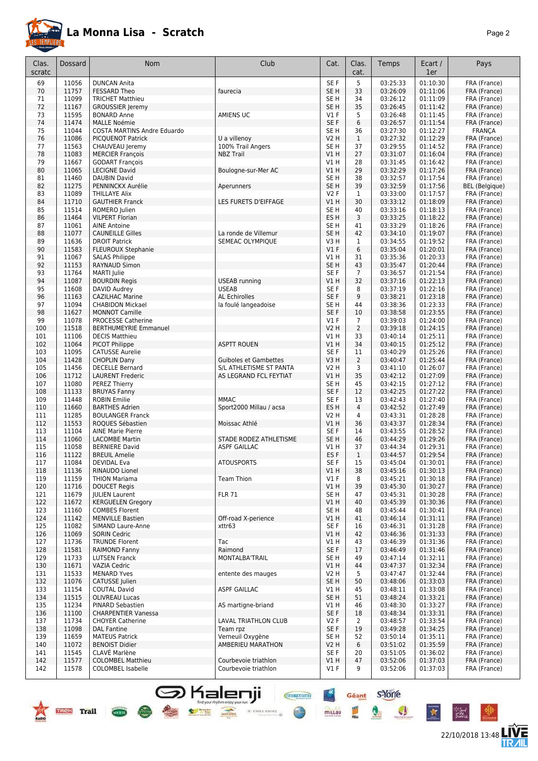# La Monna Lisa - Scratch

| Clas. scratc | Dossard | Nom | Club | Cat. | Clas. cat. | Temps | Ecart / 1er | Pays |
|---|---|---|---|---|---|---|---|---|
| 69 | 11056 | DUNCAN Anita | | SE F | 5 | 03:25:33 | 01:10:30 | FRA (France) |
| 70 | 11757 | FESSARD Theo | faurecia | SE H | 33 | 03:26:09 | 01:11:06 | FRA (France) |
| 71 | 11099 | TRICHET Matthieu | | SE H | 34 | 03:26:12 | 01:11:09 | FRA (France) |
| 72 | 11167 | GROUSSIER Jeremy | | SE H | 35 | 03:26:45 | 01:11:42 | FRA (France) |
| 73 | 11595 | BONARD Anne | AMIENS UC | V1 F | 5 | 03:26:48 | 01:11:45 | FRA (France) |
| 74 | 11474 | MALLE Noémie | | SE F | 6 | 03:26:57 | 01:11:54 | FRA (France) |
| 75 | 11044 | COSTA MARTINS Andre Eduardo | | SE H | 36 | 03:27:30 | 01:12:27 | FRANÇA |
| 76 | 11086 | PICQUENOT Patrick | U a villenoy | V2 H | 1 | 03:27:32 | 01:12:29 | FRA (France) |
| 77 | 11563 | CHAUVEAU Jeremy | 100% Trail Angers | SE H | 37 | 03:29:55 | 01:14:52 | FRA (France) |
| 78 | 11083 | MERCIER François | NBZ Trail | V1 H | 27 | 03:31:07 | 01:16:04 | FRA (France) |
| 79 | 11667 | GODART François | | V1 H | 28 | 03:31:45 | 01:16:42 | FRA (France) |
| 80 | 11065 | LECIGNE David | Boulogne-sur-Mer AC | V1 H | 29 | 03:32:29 | 01:17:26 | FRA (France) |
| 81 | 11460 | DAUBIN David | | SE H | 38 | 03:32:57 | 01:17:54 | FRA (France) |
| 82 | 11275 | PENNINCKX Aurélie | Aperunners | SE H | 39 | 03:32:59 | 01:17:56 | BEL (Belgique) |
| 83 | 11089 | THILLAYE Alix | | V2 F | 1 | 03:33:00 | 01:17:57 | FRA (France) |
| 84 | 11710 | GAUTHIER Franck | LES FURETS D'EIFFAGE | V1 H | 30 | 03:33:12 | 01:18:09 | FRA (France) |
| 85 | 11514 | ROMERO Julien | | SE H | 40 | 03:33:16 | 01:18:13 | FRA (France) |
| 86 | 11464 | VILPERT Florian | | ES H | 3 | 03:33:25 | 01:18:22 | FRA (France) |
| 87 | 11061 | AINE Antoine | | SE H | 41 | 03:33:29 | 01:18:26 | FRA (France) |
| 88 | 11077 | CAUNEILLE Gilles | La ronde de Villemur | SE H | 42 | 03:34:10 | 01:19:07 | FRA (France) |
| 89 | 11636 | DROIT Patrick | SEMEAC OLYMPIQUE | V3 H | 1 | 03:34:55 | 01:19:52 | FRA (France) |
| 90 | 11583 | FLEUROUX Stephanie | | V1 F | 6 | 03:35:04 | 01:20:01 | FRA (France) |
| 91 | 11067 | SALAS Philippe | | V1 H | 31 | 03:35:36 | 01:20:33 | FRA (France) |
| 92 | 11153 | RAYNAUD Simon | | SE H | 43 | 03:35:47 | 01:20:44 | FRA (France) |
| 93 | 11764 | MARTI Julie | | SE F | 7 | 03:36:57 | 01:21:54 | FRA (France) |
| 94 | 11087 | BOURDIN Regis | USEAB running | V1 H | 32 | 03:37:16 | 01:22:13 | FRA (France) |
| 95 | 11608 | DAVID Audrey | USEAB | SE F | 8 | 03:37:19 | 01:22:16 | FRA (France) |
| 96 | 11163 | CAZILHAC Marine | AL Echirolles | SE F | 9 | 03:38:21 | 01:23:18 | FRA (France) |
| 97 | 11094 | CHABIDON Mickael | la foulé langeadoise | SE H | 44 | 03:38:36 | 01:23:33 | FRA (France) |
| 98 | 11627 | MONNOT Camille | | SE F | 10 | 03:38:58 | 01:23:55 | FRA (France) |
| 99 | 11078 | PROCESSE Catherine | | V1 F | 7 | 03:39:03 | 01:24:00 | FRA (France) |
| 100 | 11518 | BERTHUMEYRIE Emmanuel | | V2 H | 2 | 03:39:18 | 01:24:15 | FRA (France) |
| 101 | 11106 | DECIS Matthieu | | V1 H | 33 | 03:40:14 | 01:25:11 | FRA (France) |
| 102 | 11064 | PICOT Philippe | ASPTT ROUEN | V1 H | 34 | 03:40:15 | 01:25:12 | FRA (France) |
| 103 | 11095 | CATUSSE Aurelie | | SE F | 11 | 03:40:29 | 01:25:26 | FRA (France) |
| 104 | 11428 | CHOPLIN Dany | Guiboles et Gambettes | V3 H | 2 | 03:40:47 | 01:25:44 | FRA (France) |
| 105 | 11456 | DECELLE Bernard | S/L ATHLETISME ST PANTA | V2 H | 3 | 03:41:10 | 01:26:07 | FRA (France) |
| 106 | 11712 | LAURENT Frederic | AS LEGRAND FCL FEYTIAT | V1 H | 35 | 03:42:12 | 01:27:09 | FRA (France) |
| 107 | 11080 | PEREZ Thierry | | SE H | 45 | 03:42:15 | 01:27:12 | FRA (France) |
| 108 | 11133 | BRUYAS Fanny | | SE F | 12 | 03:42:25 | 01:27:22 | FRA (France) |
| 109 | 11448 | ROBIN Emilie | MMAC | SE F | 13 | 03:42:43 | 01:27:40 | FRA (France) |
| 110 | 11660 | BARTHES Adrien | Sport2000 Millau / acsa | ES H | 4 | 03:42:52 | 01:27:49 | FRA (France) |
| 111 | 11285 | BOULANGER Franck | | V2 H | 4 | 03:43:31 | 01:28:28 | FRA (France) |
| 112 | 11553 | ROQUES Sébastien | Moissac Athlé | V1 H | 36 | 03:43:37 | 01:28:34 | FRA (France) |
| 113 | 11104 | AINE Marie Pierre | | SE F | 14 | 03:43:55 | 01:28:52 | FRA (France) |
| 114 | 11060 | LACOMBE Martin | STADE RODEZ ATHLETISME | SE H | 46 | 03:44:29 | 01:29:26 | FRA (France) |
| 115 | 11058 | BERNIERE David | ASPF GAILLAC | V1 H | 37 | 03:44:34 | 01:29:31 | FRA (France) |
| 116 | 11122 | BREUIL Amelie | | ES F | 1 | 03:44:57 | 01:29:54 | FRA (France) |
| 117 | 11084 | DEVIDAL Eva | ATOUSPORTS | SE F | 15 | 03:45:04 | 01:30:01 | FRA (France) |
| 118 | 11136 | RINAUDO Lionel | | V1 H | 38 | 03:45:16 | 01:30:13 | FRA (France) |
| 119 | 11159 | THION Mariama | Team Thion | V1 F | 8 | 03:45:21 | 01:30:18 | FRA (France) |
| 120 | 11716 | DOUCET Regis | | V1 H | 39 | 03:45:30 | 01:30:27 | FRA (France) |
| 121 | 11679 | JULIEN Laurent | FLR 71 | SE H | 47 | 03:45:31 | 01:30:28 | FRA (France) |
| 122 | 11672 | KERGUELEN Gregory | | V1 H | 40 | 03:45:39 | 01:30:36 | FRA (France) |
| 123 | 11160 | COMBES Florent | | SE H | 48 | 03:45:44 | 01:30:41 | FRA (France) |
| 124 | 11142 | MENVILLE Bastien | Off-road X-perience | V1 H | 41 | 03:46:14 | 01:31:11 | FRA (France) |
| 125 | 11082 | SIMAND Laure-Anne | xttr63 | SE F | 16 | 03:46:31 | 01:31:28 | FRA (France) |
| 126 | 11069 | SORIN Cedric | | V1 H | 42 | 03:46:36 | 01:31:33 | FRA (France) |
| 127 | 11736 | TRUNDE Florent | Tac | V1 H | 43 | 03:46:39 | 01:31:36 | FRA (France) |
| 128 | 11581 | RAIMOND Fanny | Raimond | SE F | 17 | 03:46:49 | 01:31:46 | FRA (France) |
| 129 | 11733 | LUTSEN Franck | MONTALBA'TRAIL | SE H | 49 | 03:47:14 | 01:32:11 | FRA (France) |
| 130 | 11671 | VAZIA Cedric | | V1 H | 44 | 03:47:37 | 01:32:34 | FRA (France) |
| 131 | 11533 | MENARD Yves | entente des mauges | V2 H | 5 | 03:47:47 | 01:32:44 | FRA (France) |
| 132 | 11076 | CATUSSE Julien | | SE H | 50 | 03:48:06 | 01:33:03 | FRA (France) |
| 133 | 11154 | COUTAL David | ASPF GAILLAC | V1 H | 45 | 03:48:11 | 01:33:08 | FRA (France) |
| 134 | 11515 | OLIVREAU Lucas | | SE H | 51 | 03:48:24 | 01:33:21 | FRA (France) |
| 135 | 11234 | PINARD Sebastien | AS martigne-briand | V1 H | 46 | 03:48:30 | 01:33:27 | FRA (France) |
| 136 | 11100 | CHARPENTIER Vanessa | | SE F | 18 | 03:48:34 | 01:33:31 | FRA (France) |
| 137 | 11734 | CHOYER Catherine | LAVAL TRIATHLON CLUB | V2 F | 2 | 03:48:57 | 01:33:54 | FRA (France) |
| 138 | 11098 | DAL Fantine | Team rpz | SE F | 19 | 03:49:28 | 01:34:25 | FRA (France) |
| 139 | 11659 | MATEUS Patrick | Verneuil Oxygène | SE H | 52 | 03:50:14 | 01:35:11 | FRA (France) |
| 140 | 11072 | BENOIST Didier | AMBERIEU MARATHON | V2 H | 6 | 03:51:02 | 01:35:59 | FRA (France) |
| 141 | 11545 | CLAVÉ Marlène | | SE F | 20 | 03:51:05 | 01:36:02 | FRA (France) |
| 142 | 11577 | COLOMBEL Matthieu | Courbevoie triathlon | V1 H | 47 | 03:52:06 | 01:37:03 | FRA (France) |
| 142 | 11578 | COLOMBEL Isabelle | Courbevoie triathlon | V1 F | 9 | 03:52:06 | 01:37:03 | FRA (France) |

22/10/2018 13:48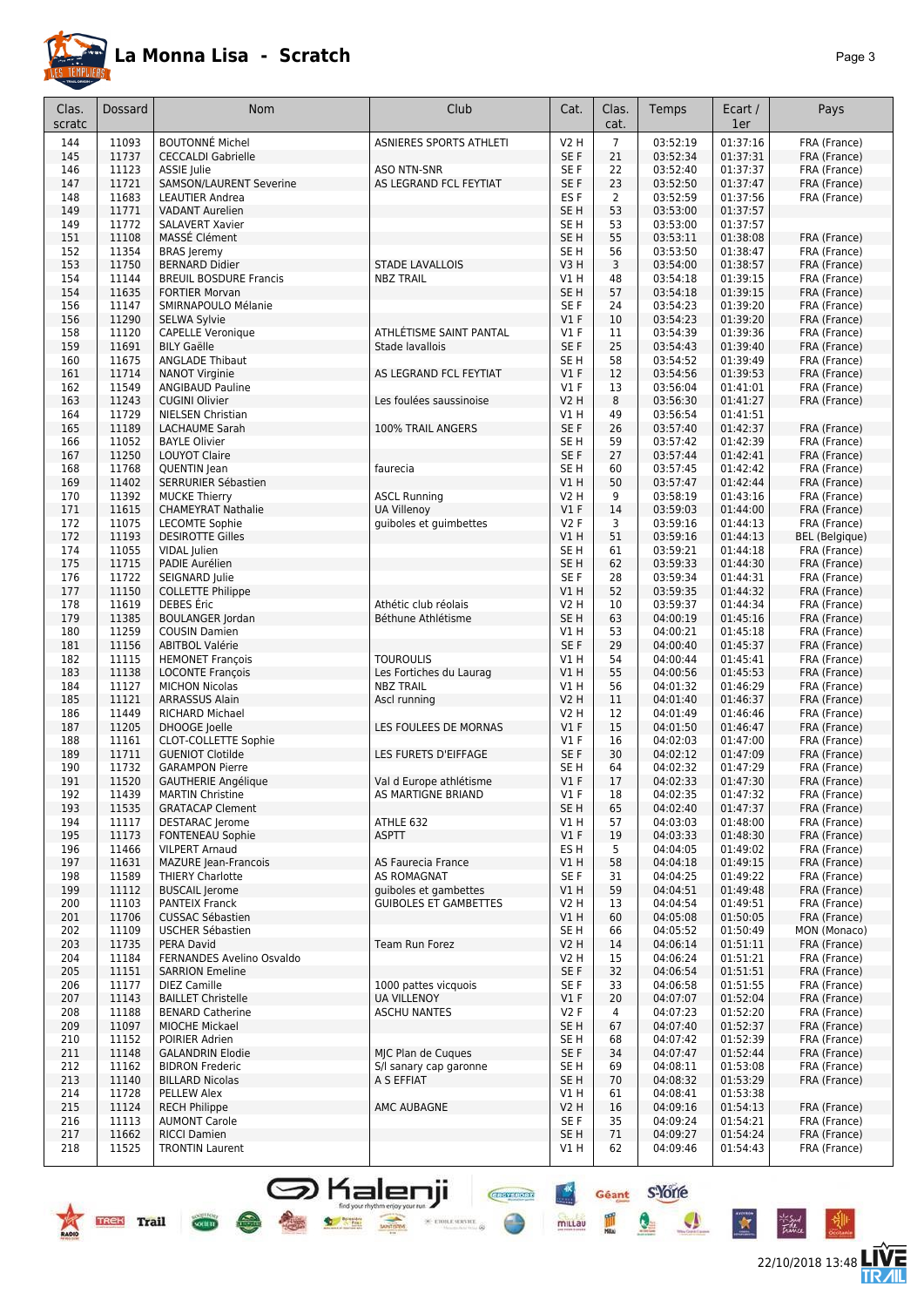# La Monna Lisa - Scratch

| Clas. scratc | Dossard | Nom | Club | Cat. | Clas. cat. | Temps | Ecart / 1er | Pays |
|---|---|---|---|---|---|---|---|---|
| 144 | 11093 | BOUTONNÉ Michel | ASNIERES SPORTS ATHLETI | V2 H | 7 | 03:52:19 | 01:37:16 | FRA (France) |
| 145 | 11737 | CECCALDI Gabrielle | | SE F | 21 | 03:52:34 | 01:37:31 | FRA (France) |
| 146 | 11123 | ASSIE Julie | ASO NTN-SNR | SE F | 22 | 03:52:40 | 01:37:37 | FRA (France) |
| 147 | 11721 | SAMSON/LAURENT Severine | AS LEGRAND FCL FEYTIAT | SE F | 23 | 03:52:50 | 01:37:47 | FRA (France) |
| 148 | 11683 | LEAUTIER Andrea | | ES F | 2 | 03:52:59 | 01:37:56 | FRA (France) |
| 149 | 11771 | VADANT Aurelien | | SE H | 53 | 03:53:00 | 01:37:57 | |
| 149 | 11772 | SALAVERT Xavier | | SE H | 53 | 03:53:00 | 01:37:57 | |
| 151 | 11108 | MASSÉ Clément | | SE H | 55 | 03:53:11 | 01:38:08 | FRA (France) |
| 152 | 11354 | BRAS Jeremy | | SE H | 56 | 03:53:50 | 01:38:47 | FRA (France) |
| 153 | 11750 | BERNARD Didier | STADE LAVALLOIS | V3 H | 3 | 03:54:00 | 01:38:57 | FRA (France) |
| 154 | 11144 | BREUIL BOSDURE Francis | NBZ TRAIL | V1 H | 48 | 03:54:18 | 01:39:15 | FRA (France) |
| 154 | 11635 | FORTIER Morvan | | SE H | 57 | 03:54:18 | 01:39:15 | FRA (France) |
| 156 | 11147 | SMIRNAPOULO Mélanie | | SE F | 24 | 03:54:23 | 01:39:20 | FRA (France) |
| 156 | 11290 | SELWA Sylvie | | V1 F | 10 | 03:54:23 | 01:39:20 | FRA (France) |
| 158 | 11120 | CAPELLE Veronique | ATHLÉTISME SAINT PANTAL | V1 F | 11 | 03:54:39 | 01:39:36 | FRA (France) |
| 159 | 11691 | BILY Gaëlle | Stade lavallois | SE F | 25 | 03:54:43 | 01:39:40 | FRA (France) |
| 160 | 11675 | ANGLADE Thibaut | | SE H | 58 | 03:54:52 | 01:39:49 | FRA (France) |
| 161 | 11714 | NANOT Virginie | AS LEGRAND FCL FEYTIAT | V1 F | 12 | 03:54:56 | 01:39:53 | FRA (France) |
| 162 | 11549 | ANGIBAUD Pauline | | V1 F | 13 | 03:56:04 | 01:41:01 | FRA (France) |
| 163 | 11243 | CUGINI Olivier | Les foulées saussinoise | V2 H | 8 | 03:56:30 | 01:41:27 | FRA (France) |
| 164 | 11729 | NIELSEN Christian | | V1 H | 49 | 03:56:54 | 01:41:51 | |
| 165 | 11189 | LACHAUME Sarah | 100% TRAIL ANGERS | SE F | 26 | 03:57:40 | 01:42:37 | FRA (France) |
| 166 | 11052 | BAYLE Olivier | | SE H | 59 | 03:57:42 | 01:42:39 | FRA (France) |
| 167 | 11250 | LOUYOT Claire | | SE F | 27 | 03:57:44 | 01:42:41 | FRA (France) |
| 168 | 11768 | QUENTIN Jean | faurecia | SE H | 60 | 03:57:45 | 01:42:42 | FRA (France) |
| 169 | 11402 | SERRURIER Sébastien | | V1 H | 50 | 03:57:47 | 01:42:44 | FRA (France) |
| 170 | 11392 | MUCKE Thierry | ASCL Running | V2 H | 9 | 03:58:19 | 01:43:16 | FRA (France) |
| 171 | 11615 | CHAMEYRAT Nathalie | UA Villenoy | V1 F | 14 | 03:59:03 | 01:44:00 | FRA (France) |
| 172 | 11075 | LECOMTE Sophie | guiboles et guimbettes | V2 F | 3 | 03:59:16 | 01:44:13 | FRA (France) |
| 172 | 11193 | DESIROTTE Gilles | | V1 H | 51 | 03:59:16 | 01:44:13 | BEL (Belgique) |
| 174 | 11055 | VIDAL Julien | | SE H | 61 | 03:59:21 | 01:44:18 | FRA (France) |
| 175 | 11715 | PADIE Aurélien | | SE H | 62 | 03:59:33 | 01:44:30 | FRA (France) |
| 176 | 11722 | SEIGNARD Julie | | SE F | 28 | 03:59:34 | 01:44:31 | FRA (France) |
| 177 | 11150 | COLLETTE Philippe | | V1 H | 52 | 03:59:35 | 01:44:32 | FRA (France) |
| 178 | 11619 | DEBES Éric | Athétic club réolais | V2 H | 10 | 03:59:37 | 01:44:34 | FRA (France) |
| 179 | 11385 | BOULANGER Jordan | Béthune Athlétisme | SE H | 63 | 04:00:19 | 01:45:16 | FRA (France) |
| 180 | 11259 | COUSIN Damien | | V1 H | 53 | 04:00:21 | 01:45:18 | FRA (France) |
| 181 | 11156 | ABITBOL Valérie | | SE F | 29 | 04:00:40 | 01:45:37 | FRA (France) |
| 182 | 11115 | HEMONET François | TOUROULIS | V1 H | 54 | 04:00:44 | 01:45:41 | FRA (France) |
| 183 | 11138 | LOCONTE François | Les Fortiches du Laurag | V1 H | 55 | 04:00:56 | 01:45:53 | FRA (France) |
| 184 | 11127 | MICHON Nicolas | NBZ TRAIL | V1 H | 56 | 04:01:32 | 01:46:29 | FRA (France) |
| 185 | 11121 | ARRASSUS Alain | Ascl running | V2 H | 11 | 04:01:40 | 01:46:37 | FRA (France) |
| 186 | 11449 | RICHARD Michael | | V2 H | 12 | 04:01:49 | 01:46:46 | FRA (France) |
| 187 | 11205 | DHOOGE Joelle | LES FOULEES DE MORNAS | V1 F | 15 | 04:01:50 | 01:46:47 | FRA (France) |
| 188 | 11161 | CLOT-COLLETTE Sophie | | V1 F | 16 | 04:02:03 | 01:47:00 | FRA (France) |
| 189 | 11711 | GUENIOT Clotilde | LES FURETS D'EIFFAGE | SE F | 30 | 04:02:12 | 01:47:09 | FRA (France) |
| 190 | 11732 | GARAMPON Pierre | | SE H | 64 | 04:02:32 | 01:47:29 | FRA (France) |
| 191 | 11520 | GAUTHERIE Angélique | Val d Europe athlétisme | V1 F | 17 | 04:02:33 | 01:47:30 | FRA (France) |
| 192 | 11439 | MARTIN Christine | AS MARTIGNE BRIAND | V1 F | 18 | 04:02:35 | 01:47:32 | FRA (France) |
| 193 | 11535 | GRATACAP Clement | | SE H | 65 | 04:02:40 | 01:47:37 | FRA (France) |
| 194 | 11117 | DESTARAC Jerome | ATHLE 632 | V1 H | 57 | 04:03:03 | 01:48:00 | FRA (France) |
| 195 | 11173 | FONTENEAU Sophie | ASPTT | V1 F | 19 | 04:03:33 | 01:48:30 | FRA (France) |
| 196 | 11466 | VILPERT Arnaud | | ES H | 5 | 04:04:05 | 01:49:02 | FRA (France) |
| 197 | 11631 | MAZURE Jean-Francois | AS Faurecia France | V1 H | 58 | 04:04:18 | 01:49:15 | FRA (France) |
| 198 | 11589 | THIERY Charlotte | AS ROMAGNAT | SE F | 31 | 04:04:25 | 01:49:22 | FRA (France) |
| 199 | 11112 | BUSCAIL Jerome | guiboles et gambettes | V1 H | 59 | 04:04:51 | 01:49:48 | FRA (France) |
| 200 | 11103 | PANTEIX Franck | GUIBOLES ET GAMBETTES | V2 H | 13 | 04:04:54 | 01:49:51 | FRA (France) |
| 201 | 11706 | CUSSAC Sébastien | | V1 H | 60 | 04:05:08 | 01:50:05 | FRA (France) |
| 202 | 11109 | USCHER Sébastien | | SE H | 66 | 04:05:52 | 01:50:49 | MON (Monaco) |
| 203 | 11735 | PERA David | Team Run Forez | V2 H | 14 | 04:06:14 | 01:51:11 | FRA (France) |
| 204 | 11184 | FERNANDES Avelino Osvaldo | | V2 H | 15 | 04:06:24 | 01:51:21 | FRA (France) |
| 205 | 11151 | SARRION Emeline | | SE F | 32 | 04:06:54 | 01:51:51 | FRA (France) |
| 206 | 11177 | DIEZ Camille | 1000 pattes vicquois | SE F | 33 | 04:06:58 | 01:51:55 | FRA (France) |
| 207 | 11143 | BAILLET Christelle | UA VILLENOY | V1 F | 20 | 04:07:07 | 01:52:04 | FRA (France) |
| 208 | 11188 | BENARD Catherine | ASCHU NANTES | V2 F | 4 | 04:07:23 | 01:52:20 | FRA (France) |
| 209 | 11097 | MIOCHE Mickael | | SE H | 67 | 04:07:40 | 01:52:37 | FRA (France) |
| 210 | 11152 | POIRIER Adrien | | SE H | 68 | 04:07:42 | 01:52:39 | FRA (France) |
| 211 | 11148 | GALANDRIN Elodie | MJC Plan de Cuques | SE F | 34 | 04:07:47 | 01:52:44 | FRA (France) |
| 212 | 11162 | BIDRON Frederic | S/l sanary cap garonne | SE H | 69 | 04:08:11 | 01:53:08 | FRA (France) |
| 213 | 11140 | BILLARD Nicolas | A S EFFIAT | SE H | 70 | 04:08:32 | 01:53:29 | FRA (France) |
| 214 | 11728 | PELLEW Alex | | V1 H | 61 | 04:08:41 | 01:53:38 | |
| 215 | 11124 | RECH Philippe | AMC AUBAGNE | V2 H | 16 | 04:09:16 | 01:54:13 | FRA (France) |
| 216 | 11113 | AUMONT Carole | | SE F | 35 | 04:09:24 | 01:54:21 | FRA (France) |
| 217 | 11662 | RICCI Damien | | SE H | 71 | 04:09:27 | 01:54:24 | FRA (France) |
| 218 | 11525 | TRONTIN Laurent | | V1 H | 62 | 04:09:46 | 01:54:43 | FRA (France) |

22/10/2018 13:48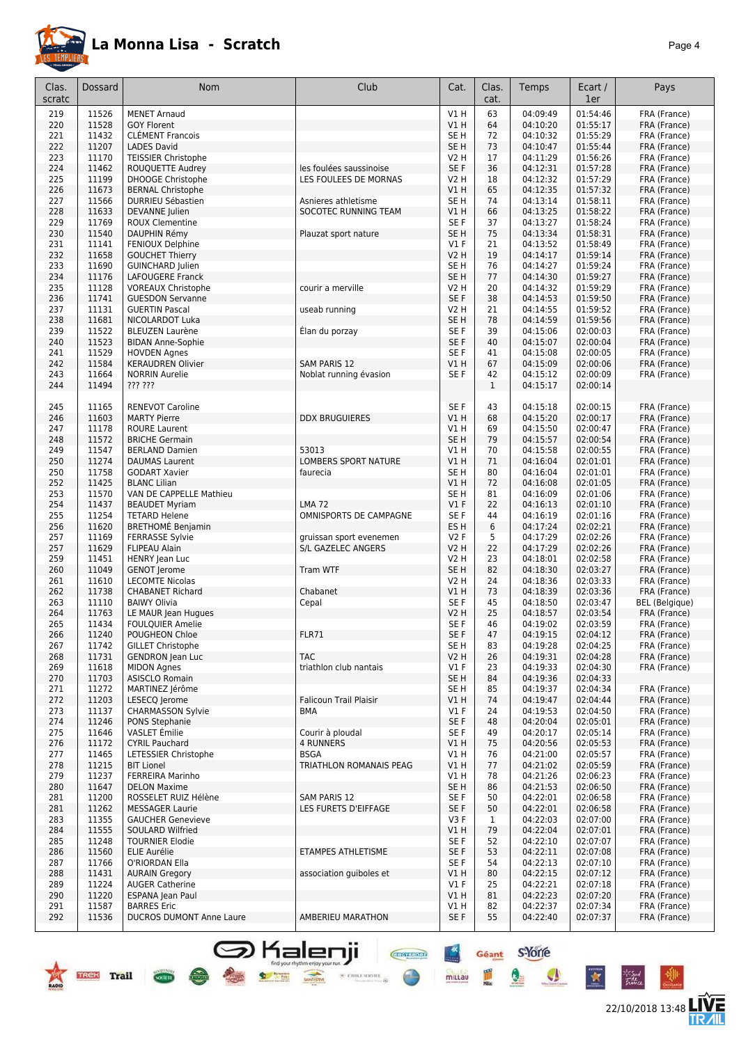# La Monna Lisa - Scratch

| Clas. scratc | Dossard | Nom | Club | Cat. | Clas. cat. | Temps | Ecart / 1er | Pays |
|---|---|---|---|---|---|---|---|---|
| 219 | 11526 | MENET Arnaud | | V1 H | 63 | 04:09:49 | 01:54:46 | FRA (France) |
| 220 | 11528 | GOY Florent | | V1 H | 64 | 04:10:20 | 01:55:17 | FRA (France) |
| 221 | 11432 | CLÉMENT Francois | | SE H | 72 | 04:10:32 | 01:55:29 | FRA (France) |
| 222 | 11207 | LADES David | | SE H | 73 | 04:10:47 | 01:55:44 | FRA (France) |
| 223 | 11170 | TEISSIER Christophe | | V2 H | 17 | 04:11:29 | 01:56:26 | FRA (France) |
| 224 | 11462 | ROUQUETTE Audrey | les foulées saussinoise | SE F | 36 | 04:12:31 | 01:57:28 | FRA (France) |
| 225 | 11199 | DHOOGE Christophe | LES FOULEES DE MORNAS | V2 H | 18 | 04:12:32 | 01:57:29 | FRA (France) |
| 226 | 11673 | BERNAL Christophe | | V1 H | 65 | 04:12:35 | 01:57:32 | FRA (France) |
| 227 | 11566 | DURRIEU Sébastien | Asnieres athletisme | SE H | 74 | 04:13:14 | 01:58:11 | FRA (France) |
| 228 | 11633 | DEVANNE Julien | SOCOTEC RUNNING TEAM | V1 H | 66 | 04:13:25 | 01:58:22 | FRA (France) |
| 229 | 11769 | ROUX Clementine | | SE F | 37 | 04:13:27 | 01:58:24 | FRA (France) |
| 230 | 11540 | DAUPHIN Rémy | Plauzat sport nature | SE H | 75 | 04:13:34 | 01:58:31 | FRA (France) |
| 231 | 11141 | FENIOUX Delphine | | V1 F | 21 | 04:13:52 | 01:58:49 | FRA (France) |
| 232 | 11658 | GOUCHET Thierry | | V2 H | 19 | 04:14:17 | 01:59:14 | FRA (France) |
| 233 | 11690 | GUINCHARD Julien | | SE H | 76 | 04:14:27 | 01:59:24 | FRA (France) |
| 234 | 11176 | LAFOUGERE Franck | | SE H | 77 | 04:14:30 | 01:59:27 | FRA (France) |
| 235 | 11128 | VOREAUX Christophe | courir a merville | V2 H | 20 | 04:14:32 | 01:59:29 | FRA (France) |
| 236 | 11741 | GUESDON Servanne | | SE F | 38 | 04:14:53 | 01:59:50 | FRA (France) |
| 237 | 11131 | GUERTIN Pascal | useab running | V2 H | 21 | 04:14:55 | 01:59:52 | FRA (France) |
| 238 | 11681 | NICOLARDOT Luka | | SE H | 78 | 04:14:59 | 01:59:56 | FRA (France) |
| 239 | 11522 | BLEUZEN Laurène | Élan du porzay | SE F | 39 | 04:15:06 | 02:00:03 | FRA (France) |
| 240 | 11523 | BIDAN Anne-Sophie | | SE F | 40 | 04:15:07 | 02:00:04 | FRA (France) |
| 241 | 11529 | HOVDEN Agnes | | SE F | 41 | 04:15:08 | 02:00:05 | FRA (France) |
| 242 | 11584 | KERAUDREN Olivier | SAM PARIS 12 | V1 H | 67 | 04:15:09 | 02:00:06 | FRA (France) |
| 243 | 11664 | NORRIN Aurelie | Noblat running évasion | SE F | 42 | 04:15:12 | 02:00:09 | FRA (France) |
| 244 | 11494 | ??? ??? | | | 1 | 04:15:17 | 02:00:14 | |
| 245 | 11165 | RENEVOT Caroline | | SE F | 43 | 04:15:18 | 02:00:15 | FRA (France) |
| 246 | 11603 | MARTY Pierre | DDX BRUGUIERES | V1 H | 68 | 04:15:20 | 02:00:17 | FRA (France) |
| 247 | 11178 | ROURE Laurent | | V1 H | 69 | 04:15:50 | 02:00:47 | FRA (France) |
| 248 | 11572 | BRICHE Germain | | SE H | 79 | 04:15:57 | 02:00:54 | FRA (France) |
| 249 | 11547 | BERLAND Damien | 53013 | V1 H | 70 | 04:15:58 | 02:00:55 | FRA (France) |
| 250 | 11274 | DAUMAS Laurent | LOMBERS SPORT NATURE | V1 H | 71 | 04:16:04 | 02:01:01 | FRA (France) |
| 250 | 11758 | GODART Xavier | faurecia | SE H | 80 | 04:16:04 | 02:01:01 | FRA (France) |
| 252 | 11425 | BLANC Lilian | | V1 H | 72 | 04:16:08 | 02:01:05 | FRA (France) |
| 253 | 11570 | VAN DE CAPPELLE Mathieu | | SE H | 81 | 04:16:09 | 02:01:06 | FRA (France) |
| 254 | 11437 | BEAUDET Myriam | LMA 72 | V1 F | 22 | 04:16:13 | 02:01:10 | FRA (France) |
| 255 | 11254 | TETARD Helene | OMNISPORTS DE CAMPAGNE | SE F | 44 | 04:16:19 | 02:01:16 | FRA (France) |
| 256 | 11620 | BRETHOMÉ Benjamin | | ES H | 6 | 04:17:24 | 02:02:21 | FRA (France) |
| 257 | 11169 | FERRASSE Sylvie | gruissan sport evenemen | V2 F | 5 | 04:17:29 | 02:02:26 | FRA (France) |
| 257 | 11629 | FLIPEAU Alain | S/L GAZELEC ANGERS | V2 H | 22 | 04:17:29 | 02:02:26 | FRA (France) |
| 259 | 11451 | HENRY Jean Luc | | V2 H | 23 | 04:18:01 | 02:02:58 | FRA (France) |
| 260 | 11049 | GENOT Jerome | Tram WTF | SE H | 82 | 04:18:30 | 02:03:27 | FRA (France) |
| 261 | 11610 | LECOMTE Nicolas | | V2 H | 24 | 04:18:36 | 02:03:33 | FRA (France) |
| 262 | 11738 | CHABANET Richard | Chabanet | V1 H | 73 | 04:18:39 | 02:03:36 | FRA (France) |
| 263 | 11110 | BAIWY Olivia | Cepal | SE F | 45 | 04:18:50 | 02:03:47 | BEL (Belgique) |
| 264 | 11763 | LE MAUR Jean Hugues | | V2 H | 25 | 04:18:57 | 02:03:54 | FRA (France) |
| 265 | 11434 | FOULQUIER Amelie | | SE F | 46 | 04:19:02 | 02:03:59 | FRA (France) |
| 266 | 11240 | POUGHEON Chloe | FLR71 | SE F | 47 | 04:19:15 | 02:04:12 | FRA (France) |
| 267 | 11742 | GILLET Christophe | | SE H | 83 | 04:19:28 | 02:04:25 | FRA (France) |
| 268 | 11731 | GENDRON Jean Luc | TAC | V2 H | 26 | 04:19:31 | 02:04:28 | FRA (France) |
| 269 | 11618 | MIDON Agnes | triathlon club nantais | V1 F | 23 | 04:19:33 | 02:04:30 | FRA (France) |
| 270 | 11703 | ASISCLO Romain | | SE H | 84 | 04:19:36 | 02:04:33 | |
| 271 | 11272 | MARTINEZ Jérôme | | SE H | 85 | 04:19:37 | 02:04:34 | FRA (France) |
| 272 | 11203 | LESECQ Jerome | Falicoun Trail Plaisir | V1 H | 74 | 04:19:47 | 02:04:44 | FRA (France) |
| 273 | 11137 | CHARMASSON Sylvie | BMA | V1 F | 24 | 04:19:53 | 02:04:50 | FRA (France) |
| 274 | 11246 | PONS Stephanie | | SE F | 48 | 04:20:04 | 02:05:01 | FRA (France) |
| 275 | 11646 | VASLET Émilie | Courir à ploudal | SE F | 49 | 04:20:17 | 02:05:14 | FRA (France) |
| 276 | 11172 | CYRIL Paucharđ | 4 RUNNERS | V1 H | 75 | 04:20:56 | 02:05:53 | FRA (France) |
| 277 | 11465 | LETESSIER Christophe | BSGA | V1 H | 76 | 04:21:00 | 02:05:57 | FRA (France) |
| 278 | 11215 | BIT Lionel | TRIATHLON ROMANAIS PEAG | V1 H | 77 | 04:21:02 | 02:05:59 | FRA (France) |
| 279 | 11237 | FERREIRA Marinho | | V1 H | 78 | 04:21:26 | 02:06:23 | FRA (France) |
| 280 | 11647 | DELON Maxime | | SE H | 86 | 04:21:53 | 02:06:50 | FRA (France) |
| 281 | 11200 | ROSSELET RUIZ Hélène | SAM PARIS 12 | SE F | 50 | 04:22:01 | 02:06:58 | FRA (France) |
| 281 | 11262 | MESSAGER Laurie | LES FURETS D'EIFFAGE | SE F | 50 | 04:22:01 | 02:06:58 | FRA (France) |
| 283 | 11355 | GAUCHER Genevieve | | V3 F | 1 | 04:22:03 | 02:07:00 | FRA (France) |
| 284 | 11555 | SOULARD Wilfried | | V1 H | 79 | 04:22:04 | 02:07:01 | FRA (France) |
| 285 | 11248 | TOURNIER Elodie | | SE F | 52 | 04:22:10 | 02:07:07 | FRA (France) |
| 286 | 11560 | ELIE Aurélie | ETAMPES ATHLETISME | SE F | 53 | 04:22:11 | 02:07:08 | FRA (France) |
| 287 | 11766 | O'RIORDAN Ella | | SE F | 54 | 04:22:13 | 02:07:10 | FRA (France) |
| 288 | 11431 | AURAIN Gregory | association guiboles et | V1 H | 80 | 04:22:15 | 02:07:12 | FRA (France) |
| 289 | 11224 | AUGER Catherine | | V1 F | 25 | 04:22:21 | 02:07:18 | FRA (France) |
| 290 | 11220 | ESPANA Jean Paul | | V1 H | 81 | 04:22:23 | 02:07:20 | FRA (France) |
| 291 | 11587 | BARRES Eric | | V1 H | 82 | 04:22:37 | 02:07:34 | FRA (France) |
| 292 | 11536 | DUCROS DUMONT Anne Laure | AMBERIEU MARATHON | SE F | 55 | 04:22:40 | 02:07:37 | FRA (France) |

22/10/2018 13:48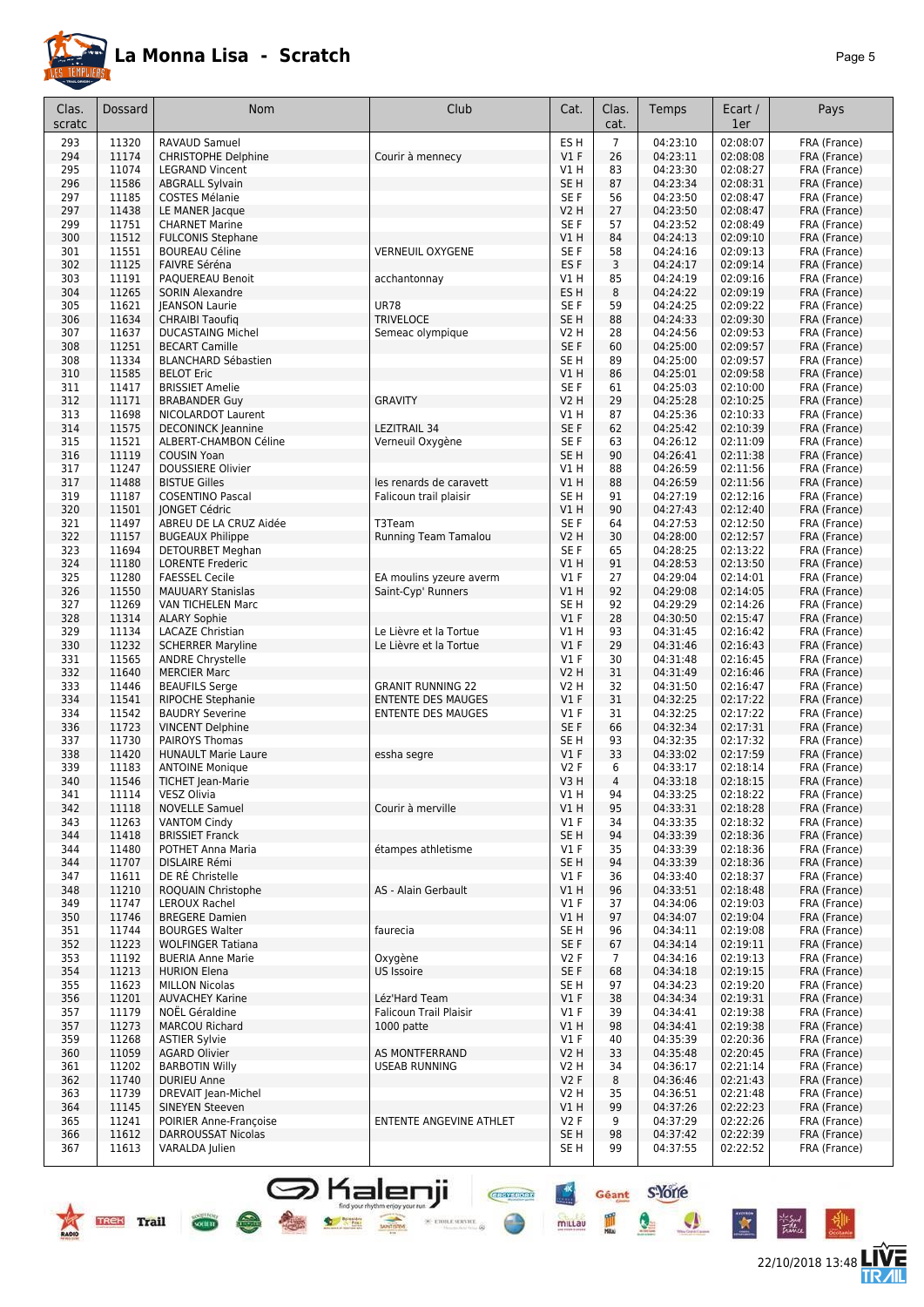# La Monna Lisa - Scratch

| Clas. scratc | Dossard | Nom | Club | Cat. | Clas. cat. | Temps | Ecart / 1er | Pays |
|---|---|---|---|---|---|---|---|---|
| 293 | 11320 | RAVAUD Samuel | | ES H | 7 | 04:23:10 | 02:08:07 | FRA (France) |
| 294 | 11174 | CHRISTOPHE Delphine | Courir à mennecy | V1 F | 26 | 04:23:11 | 02:08:08 | FRA (France) |
| 295 | 11074 | LEGRAND Vincent | | V1 H | 83 | 04:23:30 | 02:08:27 | FRA (France) |
| 296 | 11586 | ABGRALL Sylvain | | SE H | 87 | 04:23:34 | 02:08:31 | FRA (France) |
| 297 | 11185 | COSTES Mélanie | | SE F | 56 | 04:23:50 | 02:08:47 | FRA (France) |
| 297 | 11438 | LE MANER Jacque | | V2 H | 27 | 04:23:50 | 02:08:47 | FRA (France) |
| 299 | 11751 | CHARNET Marine | | SE F | 57 | 04:23:52 | 02:08:49 | FRA (France) |
| 300 | 11512 | FULCONIS Stephane | | V1 H | 84 | 04:24:13 | 02:09:10 | FRA (France) |
| 301 | 11551 | BOUREAU Céline | VERNEUIL OXYGENE | SE F | 58 | 04:24:16 | 02:09:13 | FRA (France) |
| 302 | 11125 | FAIVRE Séréna | | ES F | 3 | 04:24:17 | 02:09:14 | FRA (France) |
| 303 | 11191 | PAQUEREAU Benoit | acchantonnay | V1 H | 85 | 04:24:19 | 02:09:16 | FRA (France) |
| 304 | 11265 | SORIN Alexandre | | ES H | 8 | 04:24:22 | 02:09:19 | FRA (France) |
| 305 | 11621 | JEANSON Laurie | UR78 | SE F | 59 | 04:24:25 | 02:09:22 | FRA (France) |
| 306 | 11634 | CHRAIBI Taoufiq | TRIVELOCE | SE H | 88 | 04:24:33 | 02:09:30 | FRA (France) |
| 307 | 11637 | DUCASTAING Michel | Semeac olympique | V2 H | 28 | 04:24:56 | 02:09:53 | FRA (France) |
| 308 | 11251 | BECART Camille | | SE F | 60 | 04:25:00 | 02:09:57 | FRA (France) |
| 308 | 11334 | BLANCHARD Sébastien | | SE H | 89 | 04:25:00 | 02:09:57 | FRA (France) |
| 310 | 11585 | BELOT Eric | | V1 H | 86 | 04:25:01 | 02:09:58 | FRA (France) |
| 311 | 11417 | BRISSIET Amelie | | SE F | 61 | 04:25:03 | 02:10:00 | FRA (France) |
| 312 | 11171 | BRABANDER Guy | GRAVITY | V2 H | 29 | 04:25:28 | 02:10:25 | FRA (France) |
| 313 | 11698 | NICOLARDOT Laurent | | V1 H | 87 | 04:25:36 | 02:10:33 | FRA (France) |
| 314 | 11575 | DECONINCK Jeannine | LEZITRAIL 34 | SE F | 62 | 04:25:42 | 02:10:39 | FRA (France) |
| 315 | 11521 | ALBERT-CHAMBON Céline | Verneuil Oxygène | SE F | 63 | 04:26:12 | 02:11:09 | FRA (France) |
| 316 | 11119 | COUSIN Yoan | | SE H | 90 | 04:26:41 | 02:11:38 | FRA (France) |
| 317 | 11247 | DOUSSIERE Olivier | | V1 H | 88 | 04:26:59 | 02:11:56 | FRA (France) |
| 317 | 11488 | BISTUE Gilles | les renards de caravett | V1 H | 88 | 04:26:59 | 02:11:56 | FRA (France) |
| 319 | 11187 | COSENTINO Pascal | Falicoun trail plaisir | SE H | 91 | 04:27:19 | 02:12:16 | FRA (France) |
| 320 | 11501 | JONGET Cédric | | V1 H | 90 | 04:27:43 | 02:12:40 | FRA (France) |
| 321 | 11497 | ABREU DE LA CRUZ Aidée | T3Team | SE F | 64 | 04:27:53 | 02:12:50 | FRA (France) |
| 322 | 11157 | BUGEAUX Philippe | Running Team Tamalou | V2 H | 30 | 04:28:00 | 02:12:57 | FRA (France) |
| 323 | 11694 | DETOURBET Meghan | | SE F | 65 | 04:28:25 | 02:13:22 | FRA (France) |
| 324 | 11180 | LORENTE Frederic | | V1 H | 91 | 04:28:53 | 02:13:50 | FRA (France) |
| 325 | 11280 | FAESSEL Cecile | EA moulins yzeure averm | V1 F | 27 | 04:29:04 | 02:14:01 | FRA (France) |
| 326 | 11550 | MAUUARY Stanislas | Saint-Cyp' Runners | V1 H | 92 | 04:29:08 | 02:14:05 | FRA (France) |
| 327 | 11269 | VAN TICHELEN Marc | | SE H | 92 | 04:29:29 | 02:14:26 | FRA (France) |
| 328 | 11314 | ALARY Sophie | | V1 F | 28 | 04:30:50 | 02:15:47 | FRA (France) |
| 329 | 11134 | LACAZE Christian | Le Lièvre et la Tortue | V1 H | 93 | 04:31:45 | 02:16:42 | FRA (France) |
| 330 | 11232 | SCHERRER Maryline | Le Lièvre et la Tortue | V1 F | 29 | 04:31:46 | 02:16:43 | FRA (France) |
| 331 | 11565 | ANDRE Chrystelle | | V1 F | 30 | 04:31:48 | 02:16:45 | FRA (France) |
| 332 | 11640 | MERCIER Marc | | V2 H | 31 | 04:31:49 | 02:16:46 | FRA (France) |
| 333 | 11446 | BEAUFILS Serge | GRANIT RUNNING 22 | V2 H | 32 | 04:31:50 | 02:16:47 | FRA (France) |
| 334 | 11541 | RIPOCHE Stephanie | ENTENTE DES MAUGES | V1 F | 31 | 04:32:25 | 02:17:22 | FRA (France) |
| 334 | 11542 | BAUDRY Severine | ENTENTE DES MAUGES | V1 F | 31 | 04:32:25 | 02:17:22 | FRA (France) |
| 336 | 11723 | VINCENT Delphine | | SE F | 66 | 04:32:34 | 02:17:31 | FRA (France) |
| 337 | 11730 | PAIROYS Thomas | | SE H | 93 | 04:32:35 | 02:17:32 | FRA (France) |
| 338 | 11420 | HUNAULT Marie Laure | essha segre | V1 F | 33 | 04:33:02 | 02:17:59 | FRA (France) |
| 339 | 11183 | ANTOINE Monique | | V2 F | 6 | 04:33:17 | 02:18:14 | FRA (France) |
| 340 | 11546 | TICHET Jean-Marie | | V3 H | 4 | 04:33:18 | 02:18:15 | FRA (France) |
| 341 | 11114 | VESZ Olivia | | V1 H | 94 | 04:33:25 | 02:18:22 | FRA (France) |
| 342 | 11118 | NOVELLE Samuel | Courir à merville | V1 H | 95 | 04:33:31 | 02:18:28 | FRA (France) |
| 343 | 11263 | VANTOM Cindy | | V1 F | 34 | 04:33:35 | 02:18:32 | FRA (France) |
| 344 | 11418 | BRISSIET Franck | | SE H | 94 | 04:33:39 | 02:18:36 | FRA (France) |
| 344 | 11480 | POTHET Anna Maria | étampes athletisme | V1 F | 35 | 04:33:39 | 02:18:36 | FRA (France) |
| 344 | 11707 | DISLAIRE Rémi | | SE H | 94 | 04:33:39 | 02:18:36 | FRA (France) |
| 347 | 11611 | DE RÉ Christelle | | V1 F | 36 | 04:33:40 | 02:18:37 | FRA (France) |
| 348 | 11210 | ROQUAIN Christophe | AS - Alain Gerbault | V1 H | 96 | 04:33:51 | 02:18:48 | FRA (France) |
| 349 | 11747 | LEROUX Rachel | | V1 F | 37 | 04:34:06 | 02:19:03 | FRA (France) |
| 350 | 11746 | BREGERE Damien | | V1 H | 97 | 04:34:07 | 02:19:04 | FRA (France) |
| 351 | 11744 | BOURGES Walter | faurecia | SE H | 96 | 04:34:11 | 02:19:08 | FRA (France) |
| 352 | 11223 | WOLFINGER Tatiana | | SE F | 67 | 04:34:14 | 02:19:11 | FRA (France) |
| 353 | 11192 | BUERIA Anne Marie | Oxygène | V2 F | 7 | 04:34:16 | 02:19:13 | FRA (France) |
| 354 | 11213 | HURION Elena | US Issoire | SE F | 68 | 04:34:18 | 02:19:15 | FRA (France) |
| 355 | 11623 | MILLON Nicolas | | SE H | 97 | 04:34:23 | 02:19:20 | FRA (France) |
| 356 | 11201 | AUVACHEY Karine | Léz'Hard Team | V1 F | 38 | 04:34:34 | 02:19:31 | FRA (France) |
| 357 | 11179 | NOËL Géraldine | Falicoun Trail Plaisir | V1 F | 39 | 04:34:41 | 02:19:38 | FRA (France) |
| 357 | 11273 | MARCOU Richard | 1000 patte | V1 H | 98 | 04:34:41 | 02:19:38 | FRA (France) |
| 359 | 11268 | ASTIER Sylvie | | V1 F | 40 | 04:35:39 | 02:20:36 | FRA (France) |
| 360 | 11059 | AGARD Olivier | AS MONTFERRAND | V2 H | 33 | 04:35:48 | 02:20:45 | FRA (France) |
| 361 | 11202 | BARBOTIN Willy | USEAB RUNNING | V2 H | 34 | 04:36:17 | 02:21:14 | FRA (France) |
| 362 | 11740 | DURIEU Anne | | V2 F | 8 | 04:36:46 | 02:21:43 | FRA (France) |
| 363 | 11739 | DREVAIT Jean-Michel | | V2 H | 35 | 04:36:51 | 02:21:48 | FRA (France) |
| 364 | 11145 | SINEYEN Steeven | | V1 H | 99 | 04:37:26 | 02:22:23 | FRA (France) |
| 365 | 11241 | POIRIER Anne-Françoise | ENTENTE ANGEVINE ATHLET | V2 F | 9 | 04:37:29 | 02:22:26 | FRA (France) |
| 366 | 11612 | DARROUSSAT Nicolas | | SE H | 98 | 04:37:42 | 02:22:39 | FRA (France) |
| 367 | 11613 | VARALDA Julien | | SE H | 99 | 04:37:55 | 02:22:52 | FRA (France) |

22/10/2018 13:48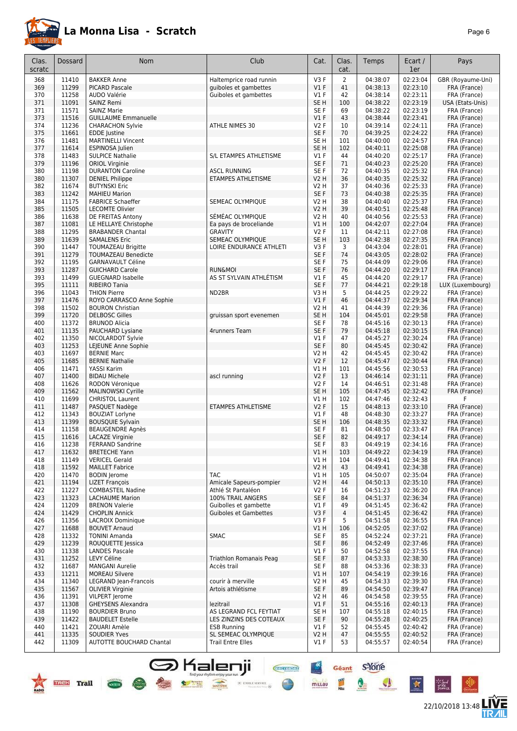# La Monna Lisa - Scratch

| Clas. scratc | Dossard | Nom | Club | Cat. | Clas. cat. | Temps | Ecart / 1er | Pays |
|---|---|---|---|---|---|---|---|---|
| 368 | 11410 | BAKKER Anne | Haltemprice road runnin | V3 F | 2 | 04:38:07 | 02:23:04 | GBR (Royaume-Uni) |
| 369 | 11299 | PICARD Pascale | guiboles et gambettes | V1 F | 41 | 04:38:13 | 02:23:10 | FRA (France) |
| 370 | 11258 | AUDO Valérie | Guiboles et gambettes | V1 F | 42 | 04:38:14 | 02:23:11 | FRA (France) |
| 371 | 11091 | SAINZ Remi | | SE H | 100 | 04:38:22 | 02:23:19 | USA (Etats-Unis) |
| 371 | 11571 | SAINZ Marie | | SE F | 69 | 04:38:22 | 02:23:19 | FRA (France) |
| 373 | 11516 | GUILLAUME Emmanuelle | | V1 F | 43 | 04:38:44 | 02:23:41 | FRA (France) |
| 374 | 11236 | CHARACHON Sylvie | ATHLE NIMES 30 | V2 F | 10 | 04:39:14 | 02:24:11 | FRA (France) |
| 375 | 11661 | EDDE Justine | | SE F | 70 | 04:39:25 | 02:24:22 | FRA (France) |
| 376 | 11481 | MARTINELLI Vincent | | SE H | 101 | 04:40:00 | 02:24:57 | FRA (France) |
| 377 | 11614 | ESPINOSA Julien | | SE H | 102 | 04:40:11 | 02:25:08 | FRA (France) |
| 378 | 11483 | SULPICE Nathalie | S/L ETAMPES ATHLETISME | V1 F | 44 | 04:40:20 | 02:25:17 | FRA (France) |
| 379 | 11196 | ORIOL Virginie | | SE F | 71 | 04:40:23 | 02:25:20 | FRA (France) |
| 380 | 11198 | DURANTON Caroline | ASCL RUNNING | SE F | 72 | 04:40:35 | 02:25:32 | FRA (France) |
| 380 | 11307 | DENIEL Philippe | ETAMPES ATHLETISME | V2 H | 36 | 04:40:35 | 02:25:32 | FRA (France) |
| 382 | 11674 | BUTYNSKI Eric | | V2 H | 37 | 04:40:36 | 02:25:33 | FRA (France) |
| 383 | 11242 | MAHIEU Marion | | SE F | 73 | 04:40:38 | 02:25:35 | FRA (France) |
| 384 | 11175 | FABRICE Schaeffer | SEMEAC OLYMPIQUE | V2 H | 38 | 04:40:40 | 02:25:37 | FRA (France) |
| 385 | 11505 | LECOMTE Olivier | | V2 H | 39 | 04:40:51 | 02:25:48 | FRA (France) |
| 386 | 11638 | DE FREITAS Antony | SÉMÉAC OLYMPIQUE | V2 H | 40 | 04:40:56 | 02:25:53 | FRA (France) |
| 387 | 11081 | LE HELLAYE Christophe | Ea pays de broceliande | V1 H | 100 | 04:42:07 | 02:27:04 | FRA (France) |
| 388 | 11295 | BRABANDER Chantal | GRAVITY | V2 F | 11 | 04:42:11 | 02:27:08 | FRA (France) |
| 389 | 11639 | SAMALENS Eric | SEMEAC OLYMPIQUE | SE H | 103 | 04:42:38 | 02:27:35 | FRA (France) |
| 390 | 11447 | TOUMAZEAU Brigitte | LOIRE ENDURANCE ATHLETI | V3 F | 3 | 04:43:04 | 02:28:01 | FRA (France) |
| 391 | 11279 | TOUMAZEAU Benedicte | | SE F | 74 | 04:43:05 | 02:28:02 | FRA (France) |
| 392 | 11195 | GARNAVAULT Céline | | SE F | 75 | 04:44:09 | 02:29:06 | FRA (France) |
| 393 | 11287 | GUICHARD Carole | RUN&MOI | SE F | 76 | 04:44:20 | 02:29:17 | FRA (France) |
| 393 | 11499 | GUEGNARD Isabelle | AS ST SYLVAIN ATHLÉTISM | V1 F | 45 | 04:44:20 | 02:29:17 | FRA (France) |
| 395 | 11111 | RIBEIRO Tania | | SE F | 77 | 04:44:21 | 02:29:18 | LUX (Luxembourg) |
| 396 | 11043 | THION Pierre | ND2BR | V3 H | 5 | 04:44:25 | 02:29:22 | FRA (France) |
| 397 | 11476 | ROYO CARRASCO Anne Sophie | | V1 F | 46 | 04:44:37 | 02:29:34 | FRA (France) |
| 398 | 11502 | BOURON Christian | | V2 H | 41 | 04:44:39 | 02:29:36 | FRA (France) |
| 399 | 11720 | DELBOSC Gilles | gruissan sport evenemen | SE H | 104 | 04:45:01 | 02:29:58 | FRA (France) |
| 400 | 11372 | BRUNOD Alicia | | SE F | 78 | 04:45:16 | 02:30:13 | FRA (France) |
| 401 | 11135 | PAUCHARD Lysiane | 4runners Team | SE F | 79 | 04:45:18 | 02:30:15 | FRA (France) |
| 402 | 11350 | NICOLARDOT Sylvie | | V1 F | 47 | 04:45:27 | 02:30:24 | FRA (France) |
| 403 | 11253 | LEJEUNE Anne Sophie | | SE F | 80 | 04:45:45 | 02:30:42 | FRA (France) |
| 403 | 11697 | BERNIE Marc | | V2 H | 42 | 04:45:45 | 02:30:42 | FRA (France) |
| 405 | 11685 | BERNIE Nathalie | | V2 F | 12 | 04:45:47 | 02:30:44 | FRA (France) |
| 406 | 11471 | YASSI Karim | | V1 H | 101 | 04:45:56 | 02:30:53 | FRA (France) |
| 407 | 11400 | BIDAU Michele | ascl running | V2 F | 13 | 04:46:14 | 02:31:11 | FRA (France) |
| 408 | 11626 | RODON Véronique | | V2 F | 14 | 04:46:51 | 02:31:48 | FRA (France) |
| 409 | 11562 | MALINOWSKI Cyrille | | SE H | 105 | 04:47:45 | 02:32:42 | FRA (France) |
| 410 | 11699 | CHRISTOL Laurent | | V1 H | 102 | 04:47:46 | 02:32:43 | F |
| 411 | 11487 | PASQUET Nadège | ETAMPES ATHLETISME | V2 F | 15 | 04:48:13 | 02:33:10 | FRA (France) |
| 412 | 11343 | BOUZIAT Lorlyne | | V1 F | 48 | 04:48:30 | 02:33:27 | FRA (France) |
| 413 | 11399 | BOUSQUIE Sylvain | | SE H | 106 | 04:48:35 | 02:33:32 | FRA (France) |
| 414 | 11158 | BEAUGENDRE Agnès | | SE F | 81 | 04:48:50 | 02:33:47 | FRA (France) |
| 415 | 11616 | LACAZE Virginie | | SE F | 82 | 04:49:17 | 02:34:14 | FRA (France) |
| 416 | 11238 | FERRAND Sandrine | | SE F | 83 | 04:49:19 | 02:34:16 | FRA (France) |
| 417 | 11632 | BRETECHE Yann | | V1 H | 103 | 04:49:22 | 02:34:19 | FRA (France) |
| 418 | 11149 | VERICEL Gerald | | V1 H | 104 | 04:49:41 | 02:34:38 | FRA (France) |
| 418 | 11592 | MAILLET Fabrice | | V2 H | 43 | 04:49:41 | 02:34:38 | FRA (France) |
| 420 | 11470 | BODIN Jerome | TAC | V1 H | 105 | 04:50:07 | 02:35:04 | FRA (France) |
| 421 | 11194 | LIZET François | Amicale Sapeurs-pompier | V2 H | 44 | 04:50:13 | 02:35:10 | FRA (France) |
| 422 | 11227 | COMBASTEIL Nadine | Athlé St Pantaléon | V2 F | 16 | 04:51:23 | 02:36:20 | FRA (France) |
| 423 | 11323 | LACHAUME Marion | 100% TRAIL ANGERS | SE F | 84 | 04:51:37 | 02:36:34 | FRA (France) |
| 424 | 11209 | BRENON Valerie | Guibolles et gambette | V1 F | 49 | 04:51:45 | 02:36:42 | FRA (France) |
| 424 | 11429 | CHOPLIN Annick | Guiboles et Gambettes | V3 F | 4 | 04:51:45 | 02:36:42 | FRA (France) |
| 426 | 11356 | LACROIX Dominique | | V3 F | 5 | 04:51:58 | 02:36:55 | FRA (France) |
| 427 | 11688 | BOUVET Arnaud | | V1 H | 106 | 04:52:05 | 02:37:02 | FRA (France) |
| 428 | 11332 | TONINI Amanda | SMAC | SE F | 85 | 04:52:24 | 02:37:21 | FRA (France) |
| 429 | 11239 | ROUQUETTE Jessica | | SE F | 86 | 04:52:49 | 02:37:46 | FRA (France) |
| 430 | 11338 | LANDES Pascale | | V1 F | 50 | 04:52:58 | 02:37:55 | FRA (France) |
| 431 | 11252 | LEVY Céline | Triathlon Romanais Peag | SE F | 87 | 04:53:33 | 02:38:30 | FRA (France) |
| 432 | 11687 | MANGANI Aurelie | Accès trail | SE F | 88 | 04:53:36 | 02:38:33 | FRA (France) |
| 433 | 11211 | MOREAU Silvere | | V1 H | 107 | 04:54:19 | 02:39:16 | FRA (France) |
| 434 | 11340 | LEGRAND Jean-Francois | courir à merville | V2 H | 45 | 04:54:33 | 02:39:30 | FRA (France) |
| 435 | 11567 | OLIVIER Virginie | Artois athlétisme | SE F | 89 | 04:54:50 | 02:39:47 | FRA (France) |
| 436 | 11391 | VILPERT Jerome | | V2 H | 46 | 04:54:58 | 02:39:55 | FRA (France) |
| 437 | 11308 | GHEYSENS Alexandra | lezitrail | V1 F | 51 | 04:55:16 | 02:40:13 | FRA (France) |
| 438 | 11190 | BOURDIER Bruno | AS LEGRAND FCL FEYTIAT | SE H | 107 | 04:55:18 | 02:40:15 | FRA (France) |
| 439 | 11422 | BAUDELET Estelle | LES ZINZINS DES COTEAUX | SE F | 90 | 04:55:28 | 02:40:25 | FRA (France) |
| 440 | 11421 | ZOUARI Amèle | ESB Running | V1 F | 52 | 04:55:45 | 02:40:42 | FRA (France) |
| 441 | 11335 | SOUDIER Yves | SL SEMEAC OLYMPIQUE | V2 H | 47 | 04:55:55 | 02:40:52 | FRA (France) |
| 442 | 11309 | AUTOTTE BOUCHARD Chantal | Trail Entre Elles | V1 F | 53 | 04:55:57 | 02:40:54 | FRA (France) |

22/10/2018 13:48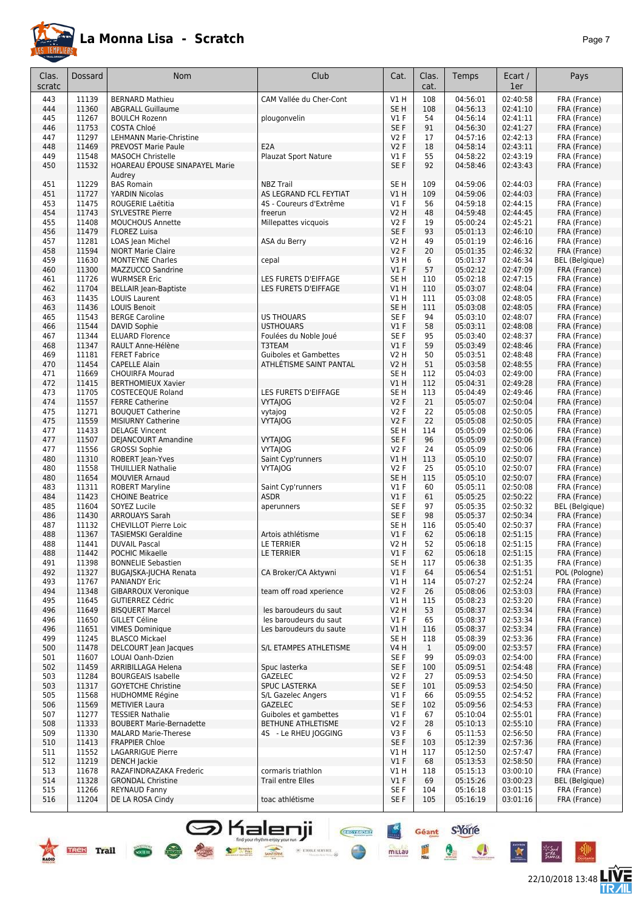# La Monna Lisa - Scratch

| Clas. scratc | Dossard | Nom | Club | Cat. | Clas. cat. | Temps | Ecart / 1er | Pays |
|---|---|---|---|---|---|---|---|---|
| 443 | 11139 | BERNARD Mathieu | CAM Vallée du Cher-Cont | V1 H | 108 | 04:56:01 | 02:40:58 | FRA (France) |
| 444 | 11360 | ABGRALL Guillaume | | SE H | 108 | 04:56:13 | 02:41:10 | FRA (France) |
| 445 | 11267 | BOULCH Rozenn | plougonvelin | V1 F | 54 | 04:56:14 | 02:41:11 | FRA (France) |
| 446 | 11753 | COSTA Chloé | | SE F | 91 | 04:56:30 | 02:41:27 | FRA (France) |
| 447 | 11297 | LEHMANN Marie-Christine | | V2 F | 17 | 04:57:16 | 02:42:13 | FRA (France) |
| 448 | 11469 | PREVOST Marie Paule | E2A | V2 F | 18 | 04:58:14 | 02:43:11 | FRA (France) |
| 449 | 11548 | MASOCH Christelle | Plauzat Sport Nature | V1 F | 55 | 04:58:22 | 02:43:19 | FRA (France) |
| 450 | 11532 | HOAREAU ÉPOUSE SINAPAYEL Marie Audrey | | SE F | 92 | 04:58:46 | 02:43:43 | FRA (France) |
| 451 | 11229 | BAS Romain | NBZ Trail | SE H | 109 | 04:59:06 | 02:44:03 | FRA (France) |
| 451 | 11727 | YARDIN Nicolas | AS LEGRAND FCL FEYTIAT | V1 H | 109 | 04:59:06 | 02:44:03 | FRA (France) |
| 453 | 11475 | ROUGERIE Laëtitia | 4S - Coureurs d'Extrême | V1 F | 56 | 04:59:18 | 02:44:15 | FRA (France) |
| 454 | 11743 | SYLVESTRE Pierre | freerun | V2 H | 48 | 04:59:48 | 02:44:45 | FRA (France) |
| 455 | 11408 | MOUCHOUS Annette | Millepattes vicquois | V2 F | 19 | 05:00:24 | 02:45:21 | FRA (France) |
| 456 | 11479 | FLOREZ Luisa | | SE F | 93 | 05:01:13 | 02:46:10 | FRA (France) |
| 457 | 11281 | LOAS Jean Michel | ASA du Berry | V2 H | 49 | 05:01:19 | 02:46:16 | FRA (France) |
| 458 | 11594 | NIORT Marie Claire | | V2 F | 20 | 05:01:35 | 02:46:32 | FRA (France) |
| 459 | 11630 | MONTEYNE Charles | cepal | V3 H | 6 | 05:01:37 | 02:46:34 | BEL (Belgique) |
| 460 | 11300 | MAZZUCCO Sandrine | | V1 F | 57 | 05:02:12 | 02:47:09 | FRA (France) |
| 461 | 11726 | WURMSER Eric | LES FURETS D'EIFFAGE | SE H | 110 | 05:02:18 | 02:47:15 | FRA (France) |
| 462 | 11704 | BELLAIR Jean-Baptiste | LES FURETS D'EIFFAGE | V1 H | 110 | 05:03:07 | 02:48:04 | FRA (France) |
| 463 | 11435 | LOUIS Laurent | | V1 H | 111 | 05:03:08 | 02:48:05 | FRA (France) |
| 463 | 11436 | LOUIS Benoit | | SE H | 111 | 05:03:08 | 02:48:05 | FRA (France) |
| 465 | 11543 | BERGE Caroline | US THOUARS | SE F | 94 | 05:03:10 | 02:48:07 | FRA (France) |
| 466 | 11544 | DAVID Sophie | USTHOUARS | V1 F | 58 | 05:03:11 | 02:48:08 | FRA (France) |
| 467 | 11344 | ELUARD Florence | Foulées du Noble Joué | SE F | 95 | 05:03:40 | 02:48:37 | FRA (France) |
| 468 | 11347 | RAULT Anne-Hélène | T3TEAM | V1 F | 59 | 05:03:49 | 02:48:46 | FRA (France) |
| 469 | 11181 | FERET Fabrice | Guiboles et Gambettes | V2 H | 50 | 05:03:51 | 02:48:48 | FRA (France) |
| 470 | 11454 | CAPELLE Alain | ATHLÉTISME SAINT PANTAL | V2 H | 51 | 05:03:58 | 02:48:55 | FRA (France) |
| 471 | 11669 | CHOUIRFA Mourad | | SE H | 112 | 05:04:03 | 02:49:00 | FRA (France) |
| 472 | 11415 | BERTHOMIEUX Xavier | | V1 H | 112 | 05:04:31 | 02:49:28 | FRA (France) |
| 473 | 11705 | COSTECEQUE Roland | LES FURETS D'EIFFAGE | SE H | 113 | 05:04:49 | 02:49:46 | FRA (France) |
| 474 | 11557 | FERRE Catherine | VYTAJOG | V2 F | 21 | 05:05:07 | 02:50:04 | FRA (France) |
| 475 | 11271 | BOUQUET Catherine | vytajog | V2 F | 22 | 05:05:08 | 02:50:05 | FRA (France) |
| 475 | 11559 | MISIURNY Catherine | VYTAJOG | V2 F | 22 | 05:05:08 | 02:50:05 | FRA (France) |
| 477 | 11433 | DELAGE Vincent | | SE H | 114 | 05:05:09 | 02:50:06 | FRA (France) |
| 477 | 11507 | DEJANCOURT Amandine | VYTAJOG | SE F | 96 | 05:05:09 | 02:50:06 | FRA (France) |
| 477 | 11556 | GROSSI Sophie | VYTAJOG | V2 F | 24 | 05:05:09 | 02:50:06 | FRA (France) |
| 480 | 11310 | ROBERT Jean-Yves | Saint Cyp'runners | V1 H | 113 | 05:05:10 | 02:50:07 | FRA (France) |
| 480 | 11558 | THUILLIER Nathalie | VYTAJOG | V2 F | 25 | 05:05:10 | 02:50:07 | FRA (France) |
| 480 | 11654 | MOUVIER Arnaud | | SE H | 115 | 05:05:10 | 02:50:07 | FRA (France) |
| 483 | 11311 | ROBERT Maryline | Saint Cyp'runners | V1 F | 60 | 05:05:11 | 02:50:08 | FRA (France) |
| 484 | 11423 | CHOINE Beatrice | ASDR | V1 F | 61 | 05:05:25 | 02:50:22 | FRA (France) |
| 485 | 11604 | SOYEZ Lucile | aperunners | SE F | 97 | 05:05:35 | 02:50:32 | BEL (Belgique) |
| 486 | 11430 | ARROUAYS Sarah | | SE F | 98 | 05:05:37 | 02:50:34 | FRA (France) |
| 487 | 11132 | CHEVILLOT Pierre Loic | | SE H | 116 | 05:05:40 | 02:50:37 | FRA (France) |
| 488 | 11367 | TASIEMSKI Geraldine | Artois athlétisme | V1 F | 62 | 05:06:18 | 02:51:15 | FRA (France) |
| 488 | 11441 | DUVAIL Pascal | LE TERRIER | V2 H | 52 | 05:06:18 | 02:51:15 | FRA (France) |
| 488 | 11442 | POCHIC Mikaelle | LE TERRIER | V1 F | 62 | 05:06:18 | 02:51:15 | FRA (France) |
| 491 | 11398 | BONNELIE Sebastien | | SE H | 117 | 05:06:38 | 02:51:35 | FRA (France) |
| 492 | 11327 | BUGAJSKA-JUCHA Renata | CA Broker/CA Aktywni | V1 F | 64 | 05:06:54 | 02:51:51 | POL (Pologne) |
| 493 | 11767 | PANIANDY Eric | | V1 H | 114 | 05:07:27 | 02:52:24 | FRA (France) |
| 494 | 11348 | GIBARROUX Veronique | team off road xperience | V2 F | 26 | 05:08:06 | 02:53:03 | FRA (France) |
| 495 | 11645 | GUTIERREZ Cédric | | V1 H | 115 | 05:08:23 | 02:53:20 | FRA (France) |
| 496 | 11649 | BISQUERT Marcel | les baroudeurs du saut | V2 H | 53 | 05:08:37 | 02:53:34 | FRA (France) |
| 496 | 11650 | GILLET Céline | les baroudeurs du saut | V1 F | 65 | 05:08:37 | 02:53:34 | FRA (France) |
| 496 | 11651 | VIMES Dominique | Les baroudeurs du saute | V1 H | 116 | 05:08:37 | 02:53:34 | FRA (France) |
| 499 | 11245 | BLASCO Mickael | | SE H | 118 | 05:08:39 | 02:53:36 | FRA (France) |
| 500 | 11478 | DELCOURT Jean Jacques | S/L ETAMPES ATHLETISME | V4 H | 1 | 05:09:00 | 02:53:57 | FRA (France) |
| 501 | 11607 | LOUAI Oanh-Dzien | | SE F | 99 | 05:09:03 | 02:54:00 | FRA (France) |
| 502 | 11459 | ARRIBILLAGA Helena | Spuc lasterka | SE F | 100 | 05:09:51 | 02:54:48 | FRA (France) |
| 503 | 11284 | BOURGEAIS Isabelle | GAZELEC | V2 F | 27 | 05:09:53 | 02:54:50 | FRA (France) |
| 503 | 11317 | GOYETCHE Christine | SPUC LASTERKA | SE F | 101 | 05:09:53 | 02:54:50 | FRA (France) |
| 505 | 11568 | HUDHOMME Régine | S/L Gazelec Angers | V1 F | 66 | 05:09:55 | 02:54:52 | FRA (France) |
| 506 | 11569 | METIVIER Laura | GAZELEC | SE F | 102 | 05:09:56 | 02:54:53 | FRA (France) |
| 507 | 11277 | TESSIER Nathalie | Guiboles et gambettes | V1 F | 67 | 05:10:04 | 02:55:01 | FRA (France) |
| 508 | 11333 | BOUBERT Marie-Bernadette | BETHUNE ATHLETISME | V2 F | 28 | 05:10:13 | 02:55:10 | FRA (France) |
| 509 | 11330 | MALARD Marie-Therese | 4S - Le RHEU JOGGING | V3 F | 6 | 05:11:53 | 02:56:50 | FRA (France) |
| 510 | 11413 | FRAPPIER Chloe | | SE F | 103 | 05:12:39 | 02:57:36 | FRA (France) |
| 511 | 11552 | LAGARRIGUE Pierre | | V1 H | 117 | 05:12:50 | 02:57:47 | FRA (France) |
| 512 | 11219 | DENCH Jackie | | V1 F | 68 | 05:13:53 | 02:58:50 | FRA (France) |
| 513 | 11678 | RAZAFINDRAZAKA Frederic | cormaris triathlon | V1 H | 118 | 05:15:13 | 03:00:10 | FRA (France) |
| 514 | 11328 | GRONDAL Christine | Trail entre Elles | V1 F | 69 | 05:15:26 | 03:00:23 | BEL (Belgique) |
| 515 | 11266 | REYNAUD Fanny | | SE F | 104 | 05:16:18 | 03:01:15 | FRA (France) |
| 516 | 11204 | DE LA ROSA Cindy | toac athlétisme | SE F | 105 | 05:16:19 | 03:01:16 | FRA (France) |

22/10/2018 13:48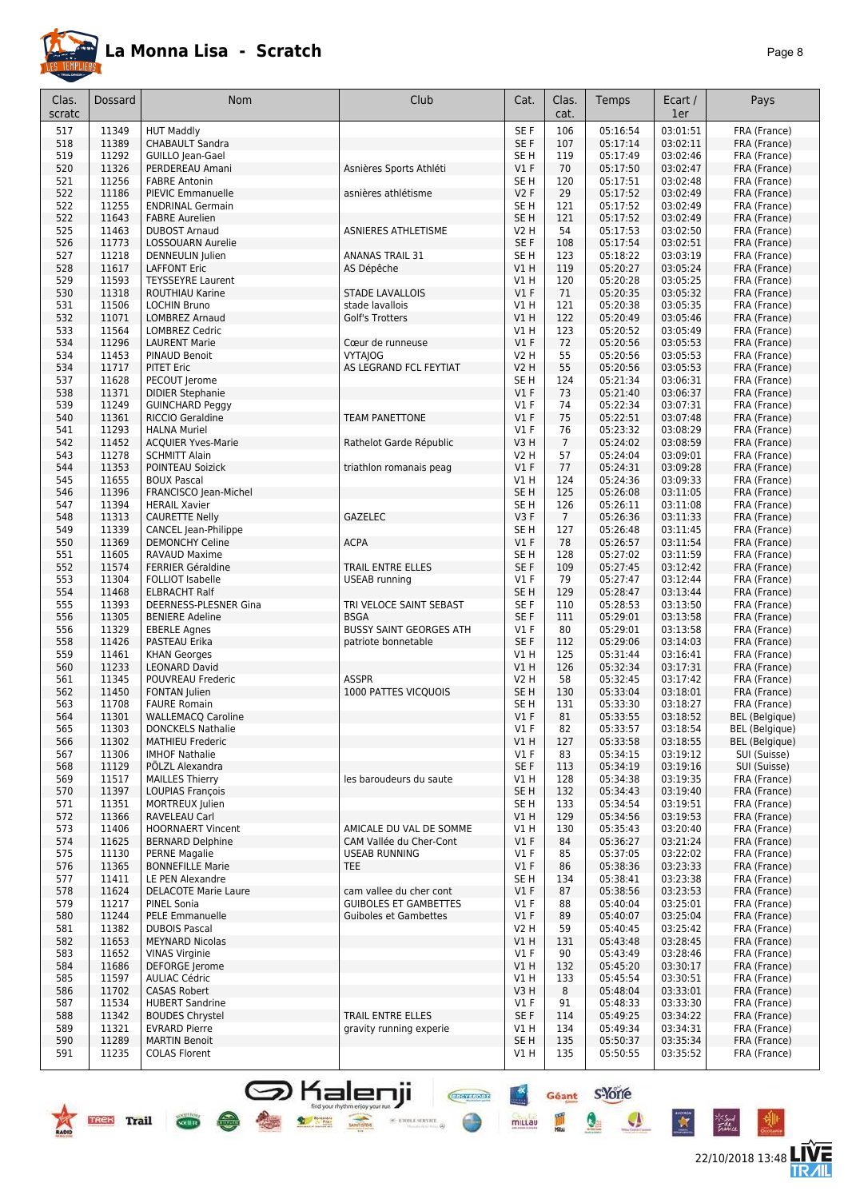# La Monna Lisa - Scratch

| Clas. scratc | Dossard | Nom | Club | Cat. | Clas. cat. | Temps | Ecart / 1er | Pays |
|---|---|---|---|---|---|---|---|---|
| 517 | 11349 | HUT Maddly | | SE F | 106 | 05:16:54 | 03:01:51 | FRA (France) |
| 518 | 11389 | CHABAULT Sandra | | SE F | 107 | 05:17:14 | 03:02:11 | FRA (France) |
| 519 | 11292 | GUILLO Jean-Gael | | SE H | 119 | 05:17:49 | 03:02:46 | FRA (France) |
| 520 | 11326 | PERDEREAU Amani | Asnières Sports Athléti | V1 F | 70 | 05:17:50 | 03:02:47 | FRA (France) |
| 521 | 11256 | FABRE Antonin | | SE H | 120 | 05:17:51 | 03:02:48 | FRA (France) |
| 522 | 11186 | PIEVIC Emmanuelle | asnières athlétisme | V2 F | 29 | 05:17:52 | 03:02:49 | FRA (France) |
| 522 | 11255 | ENDRINAL Germain | | SE H | 121 | 05:17:52 | 03:02:49 | FRA (France) |
| 522 | 11643 | FABRE Aurelien | | SE H | 121 | 05:17:52 | 03:02:49 | FRA (France) |
| 525 | 11463 | DUBOST Arnaud | ASNIERES ATHLETISME | V2 H | 54 | 05:17:53 | 03:02:50 | FRA (France) |
| 526 | 11773 | LOSSOUARN Aurelie | | SE F | 108 | 05:17:54 | 03:02:51 | FRA (France) |
| 527 | 11218 | DENNEULIN Julien | ANANAS TRAIL 31 | SE H | 123 | 05:18:22 | 03:03:19 | FRA (France) |
| 528 | 11617 | LAFFONT Eric | AS Dépêche | V1 H | 119 | 05:20:27 | 03:05:24 | FRA (France) |
| 529 | 11593 | TEYSSEYRE Laurent | | V1 H | 120 | 05:20:28 | 03:05:25 | FRA (France) |
| 530 | 11318 | ROUTHIAU Karine | STADE LAVALLOIS | V1 F | 71 | 05:20:35 | 03:05:32 | FRA (France) |
| 531 | 11506 | LOCHIN Bruno | stade lavallois | V1 H | 121 | 05:20:38 | 03:05:35 | FRA (France) |
| 532 | 11071 | LOMBREZ Arnaud | Golf's Trotters | V1 H | 122 | 05:20:49 | 03:05:46 | FRA (France) |
| 533 | 11564 | LOMBREZ Cedric | | V1 H | 123 | 05:20:52 | 03:05:49 | FRA (France) |
| 534 | 11296 | LAURENT Marie | Cœur de runneuse | V1 F | 72 | 05:20:56 | 03:05:53 | FRA (France) |
| 534 | 11453 | PINAUD Benoit | VYTAJOG | V2 H | 55 | 05:20:56 | 03:05:53 | FRA (France) |
| 534 | 11717 | PITET Eric | AS LEGRAND FCL FEYTIAT | V2 H | 55 | 05:20:56 | 03:05:53 | FRA (France) |
| 537 | 11628 | PECOUT Jerome | | SE H | 124 | 05:21:34 | 03:06:31 | FRA (France) |
| 538 | 11371 | DIDIER Stephanie | | V1 F | 73 | 05:21:40 | 03:06:37 | FRA (France) |
| 539 | 11249 | GUINCHARD Peggy | | V1 F | 74 | 05:22:34 | 03:07:31 | FRA (France) |
| 540 | 11361 | RICCIO Geraldine | TEAM PANETTONE | V1 F | 75 | 05:22:51 | 03:07:48 | FRA (France) |
| 541 | 11293 | HALNA Muriel | | V1 F | 76 | 05:23:32 | 03:08:29 | FRA (France) |
| 542 | 11452 | ACQUIER Yves-Marie | Rathelot Garde Républic | V3 H | 7 | 05:24:02 | 03:08:59 | FRA (France) |
| 543 | 11278 | SCHMITT Alain | | V2 H | 57 | 05:24:04 | 03:09:01 | FRA (France) |
| 544 | 11353 | POINTEAU Soizick | triathlon romanais peag | V1 F | 77 | 05:24:31 | 03:09:28 | FRA (France) |
| 545 | 11655 | BOUX Pascal | | V1 H | 124 | 05:24:36 | 03:09:33 | FRA (France) |
| 546 | 11396 | FRANCISCO Jean-Michel | | SE H | 125 | 05:26:08 | 03:11:05 | FRA (France) |
| 547 | 11394 | HERAIL Xavier | | SE H | 126 | 05:26:11 | 03:11:08 | FRA (France) |
| 548 | 11313 | CAURETTE Nelly | GAZELEC | V3 F | 7 | 05:26:36 | 03:11:33 | FRA (France) |
| 549 | 11339 | CANCEL Jean-Philippe | | SE H | 127 | 05:26:48 | 03:11:45 | FRA (France) |
| 550 | 11369 | DEMONCHY Celine | ACPA | V1 F | 78 | 05:26:57 | 03:11:54 | FRA (France) |
| 551 | 11605 | RAVAUD Maxime | | SE H | 128 | 05:27:02 | 03:11:59 | FRA (France) |
| 552 | 11574 | FERRIER Géraldine | TRAIL ENTRE ELLES | SE F | 109 | 05:27:45 | 03:12:42 | FRA (France) |
| 553 | 11304 | FOLLIOT Isabelle | USEAB running | V1 F | 79 | 05:27:47 | 03:12:44 | FRA (France) |
| 554 | 11468 | ELBRACHT Ralf | | SE H | 129 | 05:28:47 | 03:13:44 | FRA (France) |
| 555 | 11393 | DEERNESS-PLESNER Gina | TRI VELOCE SAINT SEBAST | SE F | 110 | 05:28:53 | 03:13:50 | FRA (France) |
| 556 | 11305 | BENIERE Adeline | BSGA | SE F | 111 | 05:29:01 | 03:13:58 | FRA (France) |
| 556 | 11329 | EBERLE Agnes | BUSSY SAINT GEORGES ATH | V1 F | 80 | 05:29:01 | 03:13:58 | FRA (France) |
| 558 | 11426 | PASTEAU Erika | patriote bonnetable | SE F | 112 | 05:29:06 | 03:14:03 | FRA (France) |
| 559 | 11461 | KHAN Georges | | V1 H | 125 | 05:31:44 | 03:16:41 | FRA (France) |
| 560 | 11233 | LEONARD David | | V1 H | 126 | 05:32:34 | 03:17:31 | FRA (France) |
| 561 | 11345 | POUVREAU Frederic | ASSPR | V2 H | 58 | 05:32:45 | 03:17:42 | FRA (France) |
| 562 | 11450 | FONTAN Julien | 1000 PATTES VICQUOIS | SE H | 130 | 05:33:04 | 03:18:01 | FRA (France) |
| 563 | 11708 | FAURE Romain | | SE H | 131 | 05:33:30 | 03:18:27 | FRA (France) |
| 564 | 11301 | WALLEMACQ Caroline | | V1 F | 81 | 05:33:55 | 03:18:52 | BEL (Belgique) |
| 565 | 11303 | DONCKELS Nathalie | | V1 F | 82 | 05:33:57 | 03:18:54 | BEL (Belgique) |
| 566 | 11302 | MATHIEU Frederic | | V1 H | 127 | 05:33:58 | 03:18:55 | BEL (Belgique) |
| 567 | 11306 | IMHOF Nathalie | | V1 F | 83 | 05:34:15 | 03:19:12 | SUI (Suisse) |
| 568 | 11129 | PÖLZL Alexandra | | SE F | 113 | 05:34:19 | 03:19:16 | SUI (Suisse) |
| 569 | 11517 | MAILLES Thierry | les baroudeurs du saute | V1 H | 128 | 05:34:38 | 03:19:35 | FRA (France) |
| 570 | 11397 | LOUPIAS François | | SE H | 132 | 05:34:43 | 03:19:40 | FRA (France) |
| 571 | 11351 | MORTREUX Julien | | SE H | 133 | 05:34:54 | 03:19:51 | FRA (France) |
| 572 | 11366 | RAVELEAU Carl | | V1 H | 129 | 05:34:56 | 03:19:53 | FRA (France) |
| 573 | 11406 | HOORNAERT Vincent | AMICALE DU VAL DE SOMME | V1 H | 130 | 05:35:43 | 03:20:40 | FRA (France) |
| 574 | 11625 | BERNARD Delphine | CAM Vallée du Cher-Cont | V1 F | 84 | 05:36:27 | 03:21:24 | FRA (France) |
| 575 | 11130 | PERNE Magalie | USEAB RUNNING | V1 F | 85 | 05:37:05 | 03:22:02 | FRA (France) |
| 576 | 11365 | BONNEFILLE Marie | TEE | V1 F | 86 | 05:38:36 | 03:23:33 | FRA (France) |
| 577 | 11411 | LE PEN Alexandre | | SE H | 134 | 05:38:41 | 03:23:38 | FRA (France) |
| 578 | 11624 | DELACOTE Marie Laure | cam vallee du cher cont | V1 F | 87 | 05:38:56 | 03:23:53 | FRA (France) |
| 579 | 11217 | PINEL Sonia | GUIBOLES ET GAMBETTES | V1 F | 88 | 05:40:04 | 03:25:01 | FRA (France) |
| 580 | 11244 | PELE Emmanuelle | Guiboles et Gambettes | V1 F | 89 | 05:40:07 | 03:25:04 | FRA (France) |
| 581 | 11382 | DUBOIS Pascal | | V2 H | 59 | 05:40:45 | 03:25:42 | FRA (France) |
| 582 | 11653 | MEYNARD Nicolas | | V1 H | 131 | 05:43:48 | 03:28:45 | FRA (France) |
| 583 | 11652 | VINAS Virginie | | V1 F | 90 | 05:43:49 | 03:28:46 | FRA (France) |
| 584 | 11686 | DEFORGE Jerome | | V1 H | 132 | 05:45:20 | 03:30:17 | FRA (France) |
| 585 | 11597 | AULIAC Cédric | | V1 H | 133 | 05:45:54 | 03:30:51 | FRA (France) |
| 586 | 11702 | CASAS Robert | | V3 H | 8 | 05:48:04 | 03:33:01 | FRA (France) |
| 587 | 11534 | HUBERT Sandrine | | V1 F | 91 | 05:48:33 | 03:33:30 | FRA (France) |
| 588 | 11342 | BOUDES Chrystel | TRAIL ENTRE ELLES | SE F | 114 | 05:49:25 | 03:34:22 | FRA (France) |
| 589 | 11321 | EVRARD Pierre | gravity running experie | V1 H | 134 | 05:49:34 | 03:34:31 | FRA (France) |
| 590 | 11289 | MARTIN Benoit | | SE H | 135 | 05:50:37 | 03:35:34 | FRA (France) |
| 591 | 11235 | COLAS Florent | | V1 H | 135 | 05:50:55 | 03:35:52 | FRA (France) |

22/10/2018 13:48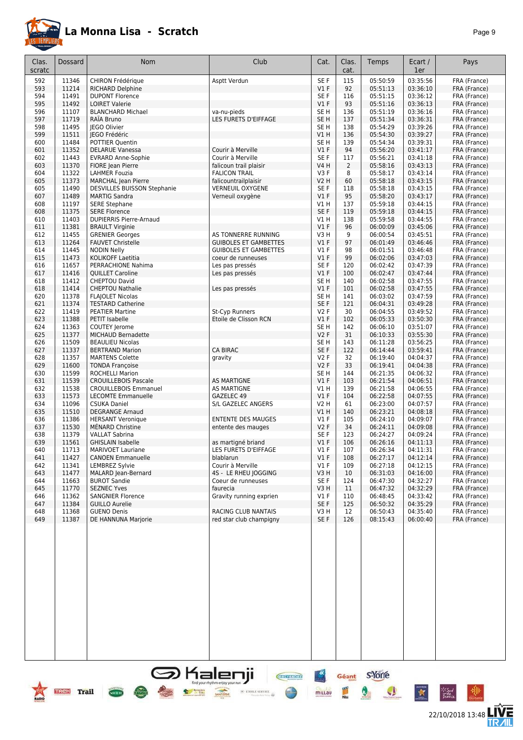# La Monna Lisa - Scratch

| Clas. scratc | Dossard | Nom | Club | Cat. | Clas. cat. | Temps | Ecart / 1er | Pays |
|---|---|---|---|---|---|---|---|---|
| 592 | 11346 | CHIRON Frédérique | Asptt Verdun | SE F | 115 | 05:50:59 | 03:35:56 | FRA (France) |
| 593 | 11214 | RICHARD Delphine | | V1 F | 92 | 05:51:13 | 03:36:10 | FRA (France) |
| 594 | 11491 | DUPONT Florence | | SE F | 116 | 05:51:15 | 03:36:12 | FRA (France) |
| 595 | 11492 | LOIRET Valerie | | V1 F | 93 | 05:51:16 | 03:36:13 | FRA (France) |
| 596 | 11107 | BLANCHARD Michael | va-nu-pieds | SE H | 136 | 05:51:19 | 03:36:16 | FRA (France) |
| 597 | 11719 | RAÏA Bruno | LES FURETS D'EIFFAGE | SE H | 137 | 05:51:34 | 03:36:31 | FRA (France) |
| 598 | 11495 | JEGO Olivier | | SE H | 138 | 05:54:29 | 03:39:26 | FRA (France) |
| 599 | 11511 | JEGO Frédéric | | V1 H | 136 | 05:54:30 | 03:39:27 | FRA (France) |
| 600 | 11484 | POTTIER Quentin | | SE H | 139 | 05:54:34 | 03:39:31 | FRA (France) |
| 601 | 11352 | DELARUE Vanessa | Courir à Merville | V1 F | 94 | 05:56:20 | 03:41:17 | FRA (France) |
| 602 | 11443 | EVRARD Anne-Sophie | Courir à Merville | SE F | 117 | 05:56:21 | 03:41:18 | FRA (France) |
| 603 | 11370 | FIORE Jean Pierre | falicoun trail plaisir | V4 H | 2 | 05:58:16 | 03:43:13 | FRA (France) |
| 604 | 11322 | LAHMER Fouzia | FALICON TRAIL | V3 F | 8 | 05:58:17 | 03:43:14 | FRA (France) |
| 605 | 11373 | MARCHAL Jean Pierre | falicountrailplaisir | V2 H | 60 | 05:58:18 | 03:43:15 | FRA (France) |
| 605 | 11490 | DESVILLES BUISSON Stephanie | VERNEUIL OXYGENE | SE F | 118 | 05:58:18 | 03:43:15 | FRA (France) |
| 607 | 11489 | MARTIG Sandra | Verneuil oxygène | V1 F | 95 | 05:58:20 | 03:43:17 | FRA (France) |
| 608 | 11197 | SERE Stephane | | V1 H | 137 | 05:59:18 | 03:44:15 | FRA (France) |
| 608 | 11375 | SERE Florence | | SE F | 119 | 05:59:18 | 03:44:15 | FRA (France) |
| 610 | 11403 | DUPIERRIS Pierre-Arnaud | | V1 H | 138 | 05:59:58 | 03:44:55 | FRA (France) |
| 611 | 11381 | BRAULT Virginie | | V1 F | 96 | 06:00:09 | 03:45:06 | FRA (France) |
| 612 | 11455 | GRENIER Georges | AS TONNERRE RUNNING | V3 H | 9 | 06:00:54 | 03:45:51 | FRA (France) |
| 613 | 11264 | FAUVET Christelle | GUIBOLES ET GAMBETTES | V1 F | 97 | 06:01:49 | 03:46:46 | FRA (France) |
| 614 | 11445 | NODIN Nelly | GUIBOLES ET GAMBETTES | V1 F | 98 | 06:01:51 | 03:46:48 | FRA (France) |
| 615 | 11473 | KOLIKOFF Laetitia | coeur de runneuses | V1 F | 99 | 06:02:06 | 03:47:03 | FRA (France) |
| 616 | 11657 | PERRACHIONE Nahima | Les pas pressés | SE F | 120 | 06:02:42 | 03:47:39 | FRA (France) |
| 617 | 11416 | QUILLET Caroline | Les pas pressés | V1 F | 100 | 06:02:47 | 03:47:44 | FRA (France) |
| 618 | 11412 | CHEPTOU David | | SE H | 140 | 06:02:58 | 03:47:55 | FRA (France) |
| 618 | 11414 | CHEPTOU Nathalie | Les pas pressés | V1 F | 101 | 06:02:58 | 03:47:55 | FRA (France) |
| 620 | 11378 | FLAJOLET Nicolas | | SE H | 141 | 06:03:02 | 03:47:59 | FRA (France) |
| 621 | 11374 | TESTARD Catherine | | SE F | 121 | 06:04:31 | 03:49:28 | FRA (France) |
| 622 | 11419 | PEATIER Martine | St-Cyp Runners | V2 F | 30 | 06:04:55 | 03:49:52 | FRA (France) |
| 623 | 11388 | PETIT Isabelle | Etoile de Clisson RCN | V1 F | 102 | 06:05:33 | 03:50:30 | FRA (France) |
| 624 | 11363 | COUTEY Jerome | | SE H | 142 | 06:06:10 | 03:51:07 | FRA (France) |
| 625 | 11377 | MICHAUD Bernadette | | V2 F | 31 | 06:10:33 | 03:55:30 | FRA (France) |
| 626 | 11509 | BEAULIEU Nicolas | | SE H | 143 | 06:11:28 | 03:56:25 | FRA (France) |
| 627 | 11337 | BERTRAND Marion | CA BIRAC | SE F | 122 | 06:14:44 | 03:59:41 | FRA (France) |
| 628 | 11357 | MARTENS Colette | gravity | V2 F | 32 | 06:19:40 | 04:04:37 | FRA (France) |
| 629 | 11600 | TONDA Françoise | | V2 F | 33 | 06:19:41 | 04:04:38 | FRA (France) |
| 630 | 11599 | ROCHELLI Marion | | SE H | 144 | 06:21:35 | 04:06:32 | FRA (France) |
| 631 | 11539 | CROUILLEBOIS Pascale | AS MARTIGNE | V1 F | 103 | 06:21:54 | 04:06:51 | FRA (France) |
| 632 | 11538 | CROUILLEBOIS Emmanuel | AS MARTIGNE | V1 H | 139 | 06:21:58 | 04:06:55 | FRA (France) |
| 633 | 11573 | LECOMTE Emmanuelle | GAZELEC 49 | V1 F | 104 | 06:22:58 | 04:07:55 | FRA (France) |
| 634 | 11096 | CSUKA Daniel | S/L GAZELEC ANGERS | V2 H | 61 | 06:23:00 | 04:07:57 | FRA (France) |
| 635 | 11510 | DEGRANGE Arnaud | | V1 H | 140 | 06:23:21 | 04:08:18 | FRA (France) |
| 636 | 11386 | HERSANT Veronique | ENTENTE DES MAUGES | V1 F | 105 | 06:24:10 | 04:09:07 | FRA (France) |
| 637 | 11530 | MÉNARD Christine | entente des mauges | V2 F | 34 | 06:24:11 | 04:09:08 | FRA (France) |
| 638 | 11379 | VALLAT Sabrina | | SE F | 123 | 06:24:27 | 04:09:24 | FRA (France) |
| 639 | 11561 | GHISLAIN Isabelle | as martigné briand | V1 F | 106 | 06:26:16 | 04:11:13 | FRA (France) |
| 640 | 11713 | MARIVOET Lauriane | LES FURETS D'EIFFAGE | V1 F | 107 | 06:26:34 | 04:11:31 | FRA (France) |
| 641 | 11427 | CANOEN Emmanuelle | blablarun | V1 F | 108 | 06:27:17 | 04:12:14 | FRA (France) |
| 642 | 11341 | LEMBREZ Sylvie | Courir à Merville | V1 F | 109 | 06:27:18 | 04:12:15 | FRA (France) |
| 643 | 11477 | MALARD Jean-Bernard | 4S - LE RHEU JOGGING | V3 H | 10 | 06:31:03 | 04:16:00 | FRA (France) |
| 644 | 11663 | BUROT Sandie | Coeur de runneuses | SE F | 124 | 06:47:30 | 04:32:27 | FRA (France) |
| 645 | 11770 | SEZNEC Yves | faurecia | V3 H | 11 | 06:47:32 | 04:32:29 | FRA (France) |
| 646 | 11362 | SANGNIER Florence | Gravity running exprien | V1 F | 110 | 06:48:45 | 04:33:42 | FRA (France) |
| 647 | 11384 | GUILLO Aurelie | | SE F | 125 | 06:50:32 | 04:35:29 | FRA (France) |
| 648 | 11368 | GUENO Denis | RACING CLUB NANTAIS | V3 H | 12 | 06:50:43 | 04:35:40 | FRA (France) |
| 649 | 11387 | DE HANNUNA Marjorie | red star club champigny | SE F | 126 | 08:15:43 | 06:00:40 | FRA (France) |

22/10/2018 13:48